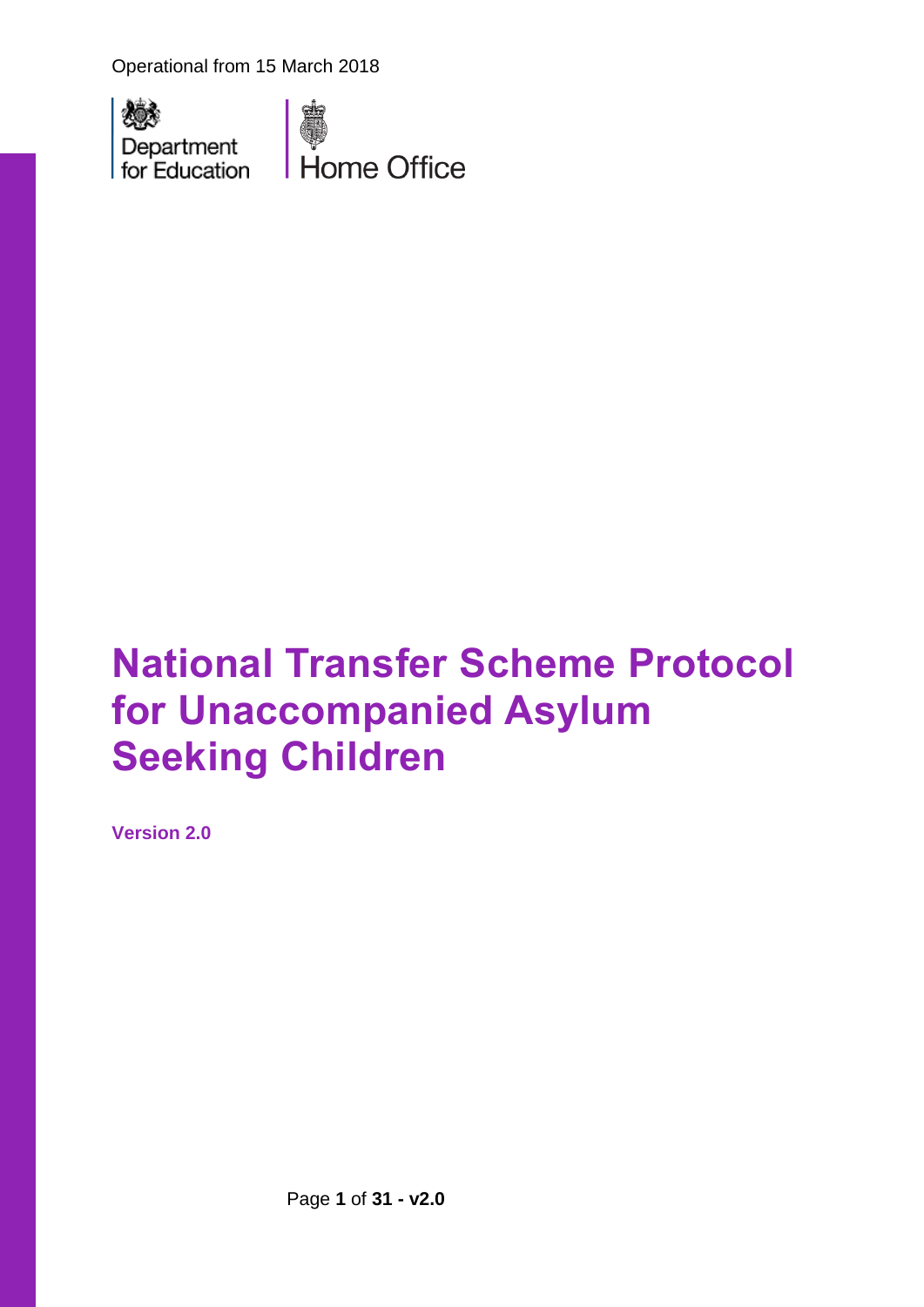Operational from 15 March 2018

Department for Education

Home Office

# National Transfer Scheme Protocol for Unaccompanied Asylum Seeking Children

**Version 2.0**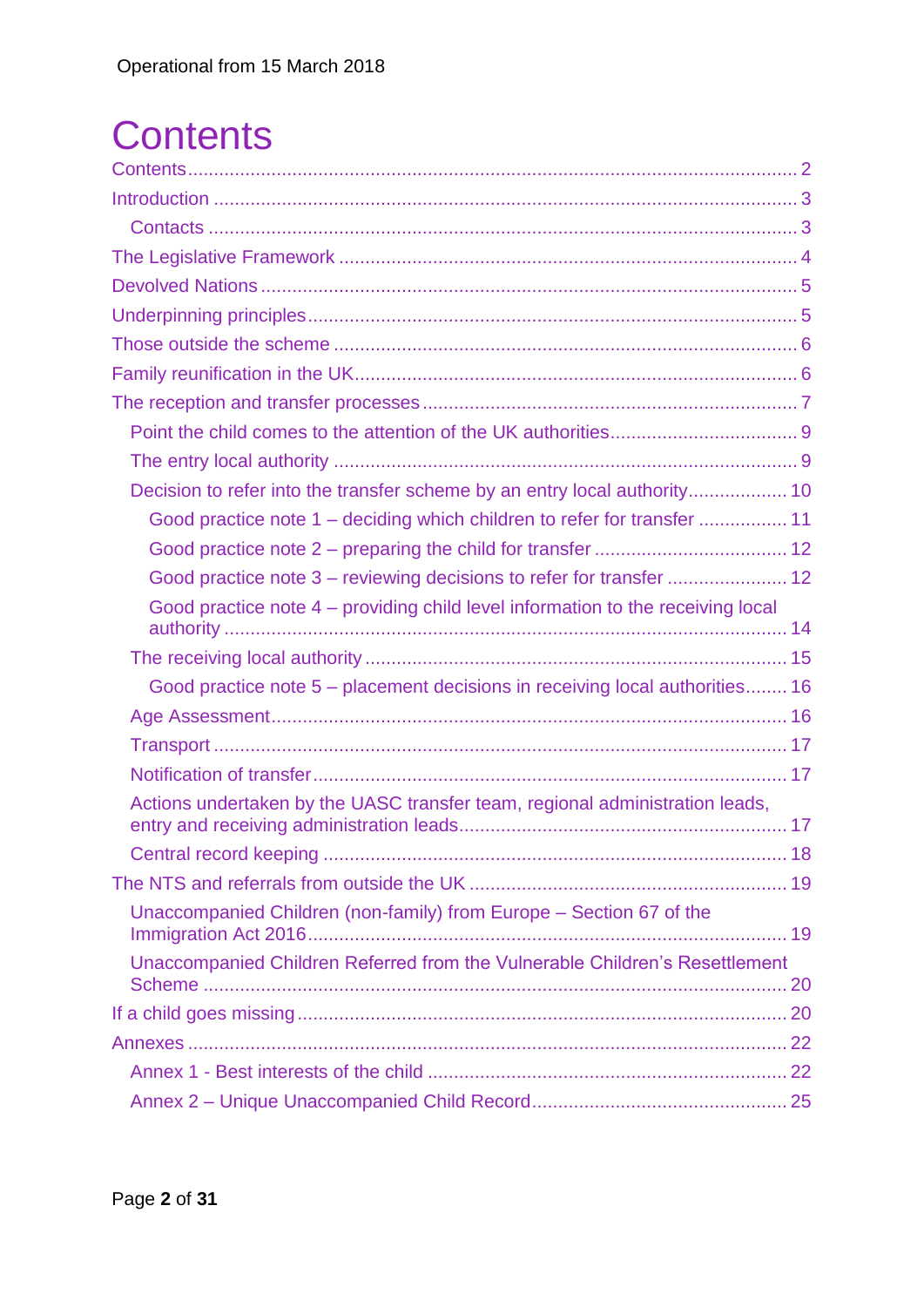Operational from 15 March 2018

# Contents

- Contents ... 2
- Introduction ... 3
  - Contacts ... 3
- The Legislative Framework ... 4
- Devolved Nations ... 5
- Underpinning principles ... 5
- Those outside the scheme ... 6
- Family reunification in the UK ... 6
- The reception and transfer processes ... 7
  - Point the child comes to the attention of the UK authorities ... 9
  - The entry local authority ... 9
  - Decision to refer into the transfer scheme by an entry local authority ... 10
    - Good practice note 1 – deciding which children to refer for transfer ... 11
    - Good practice note 2 – preparing the child for transfer ... 12
    - Good practice note 3 – reviewing decisions to refer for transfer ... 12
    - Good practice note 4 – providing child level information to the receiving local authority ... 14
  - The receiving local authority ... 15
    - Good practice note 5 – placement decisions in receiving local authorities ... 16
  - Age Assessment ... 16
  - Transport ... 17
  - Notification of transfer ... 17
  - Actions undertaken by the UASC transfer team, regional administration leads, entry and receiving administration leads ... 17
  - Central record keeping ... 18
- The NTS and referrals from outside the UK ... 19
  - Unaccompanied Children (non-family) from Europe – Section 67 of the Immigration Act 2016 ... 19
  - Unaccompanied Children Referred from the Vulnerable Children's Resettlement Scheme ... 20
- If a child goes missing ... 20
- Annexes ... 22
  - Annex 1 - Best interests of the child ... 22
  - Annex 2 – Unique Unaccompanied Child Record ... 25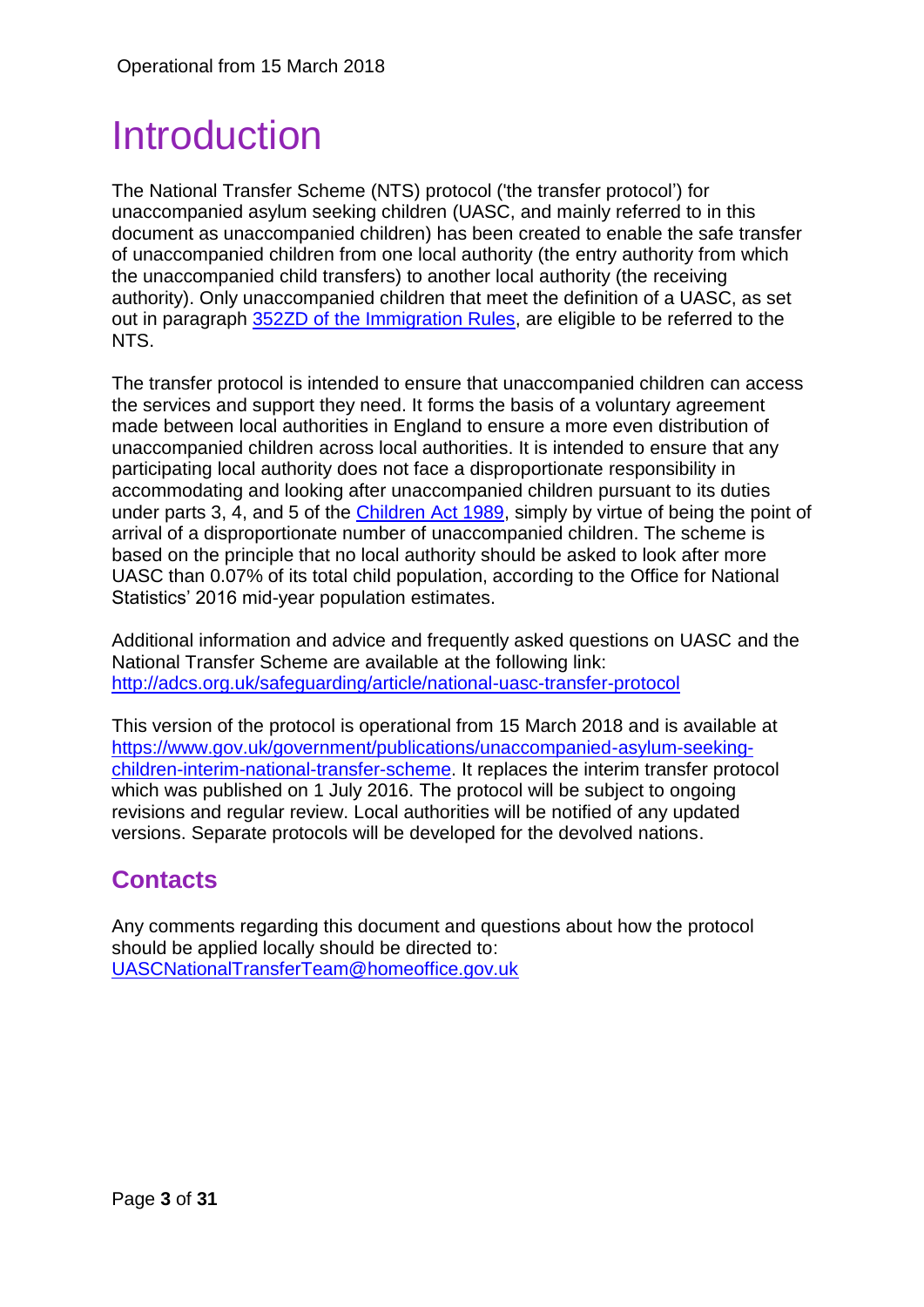# Introduction

The National Transfer Scheme (NTS) protocol ('the transfer protocol') for unaccompanied asylum seeking children (UASC, and mainly referred to in this document as unaccompanied children) has been created to enable the safe transfer of unaccompanied children from one local authority (the entry authority from which the unaccompanied child transfers) to another local authority (the receiving authority). Only unaccompanied children that meet the definition of a UASC, as set out in paragraph [352ZD of the Immigration Rules](), are eligible to be referred to the NTS.

The transfer protocol is intended to ensure that unaccompanied children can access the services and support they need. It forms the basis of a voluntary agreement made between local authorities in England to ensure a more even distribution of unaccompanied children across local authorities. It is intended to ensure that any participating local authority does not face a disproportionate responsibility in accommodating and looking after unaccompanied children pursuant to its duties under parts 3, 4, and 5 of the [Children Act 1989](), simply by virtue of being the point of arrival of a disproportionate number of unaccompanied children. The scheme is based on the principle that no local authority should be asked to look after more UASC than 0.07% of its total child population, according to the Office for National Statistics' 2016 mid-year population estimates.

Additional information and advice and frequently asked questions on UASC and the National Transfer Scheme are available at the following link: [http://adcs.org.uk/safeguarding/article/national-uasc-transfer-protocol](http://adcs.org.uk/safeguarding/article/national-uasc-transfer-protocol)

This version of the protocol is operational from 15 March 2018 and is available at [https://www.gov.uk/government/publications/unaccompanied-asylum-seeking-children-interim-national-transfer-scheme](https://www.gov.uk/government/publications/unaccompanied-asylum-seeking-children-interim-national-transfer-scheme). It replaces the interim transfer protocol which was published on 1 July 2016. The protocol will be subject to ongoing revisions and regular review. Local authorities will be notified of any updated versions. Separate protocols will be developed for the devolved nations.

## Contacts

Any comments regarding this document and questions about how the protocol should be applied locally should be directed to: [UASCNationalTransferTeam@homeoffice.gov.uk](mailto:UASCNationalTransferTeam@homeoffice.gov.uk)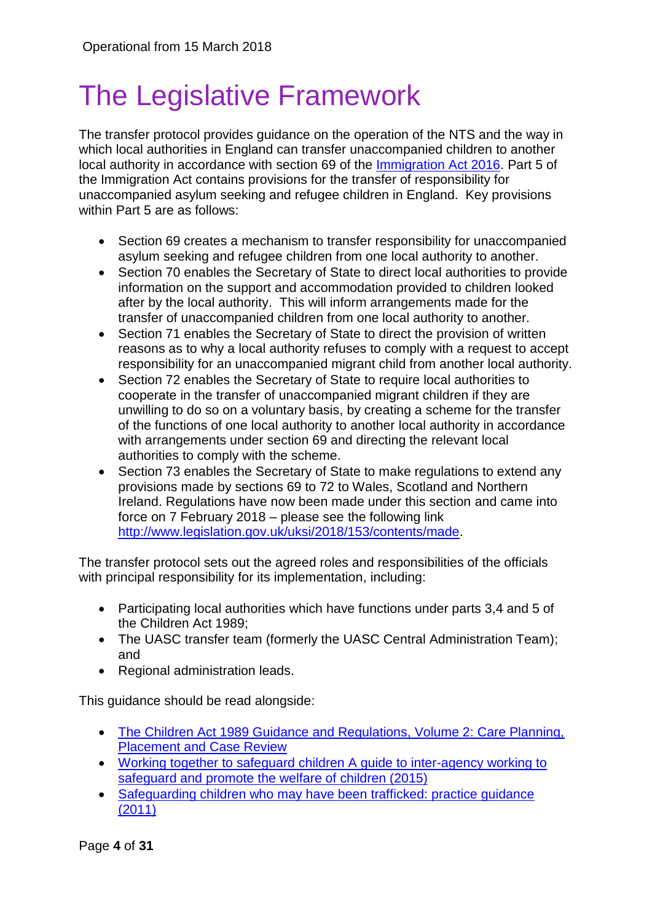# The Legislative Framework

The transfer protocol provides guidance on the operation of the NTS and the way in which local authorities in England can transfer unaccompanied children to another local authority in accordance with section 69 of the [Immigration Act 2016](). Part 5 of the Immigration Act contains provisions for the transfer of responsibility for unaccompanied asylum seeking and refugee children in England. Key provisions within Part 5 are as follows:

- Section 69 creates a mechanism to transfer responsibility for unaccompanied asylum seeking and refugee children from one local authority to another.
- Section 70 enables the Secretary of State to direct local authorities to provide information on the support and accommodation provided to children looked after by the local authority. This will inform arrangements made for the transfer of unaccompanied children from one local authority to another.
- Section 71 enables the Secretary of State to direct the provision of written reasons as to why a local authority refuses to comply with a request to accept responsibility for an unaccompanied migrant child from another local authority.
- Section 72 enables the Secretary of State to require local authorities to cooperate in the transfer of unaccompanied migrant children if they are unwilling to do so on a voluntary basis, by creating a scheme for the transfer of the functions of one local authority to another local authority in accordance with arrangements under section 69 and directing the relevant local authorities to comply with the scheme.
- Section 73 enables the Secretary of State to make regulations to extend any provisions made by sections 69 to 72 to Wales, Scotland and Northern Ireland. Regulations have now been made under this section and came into force on 7 February 2018 – please see the following link [http://www.legislation.gov.uk/uksi/2018/153/contents/made](http://www.legislation.gov.uk/uksi/2018/153/contents/made).

The transfer protocol sets out the agreed roles and responsibilities of the officials with principal responsibility for its implementation, including:

- Participating local authorities which have functions under parts 3,4 and 5 of the Children Act 1989;
- The UASC transfer team (formerly the UASC Central Administration Team); and
- Regional administration leads.

This guidance should be read alongside:

- [The Children Act 1989 Guidance and Regulations, Volume 2: Care Planning, Placement and Case Review]()
- [Working together to safeguard children A guide to inter-agency working to safeguard and promote the welfare of children (2015)]()
- [Safeguarding children who may have been trafficked: practice guidance (2011)]()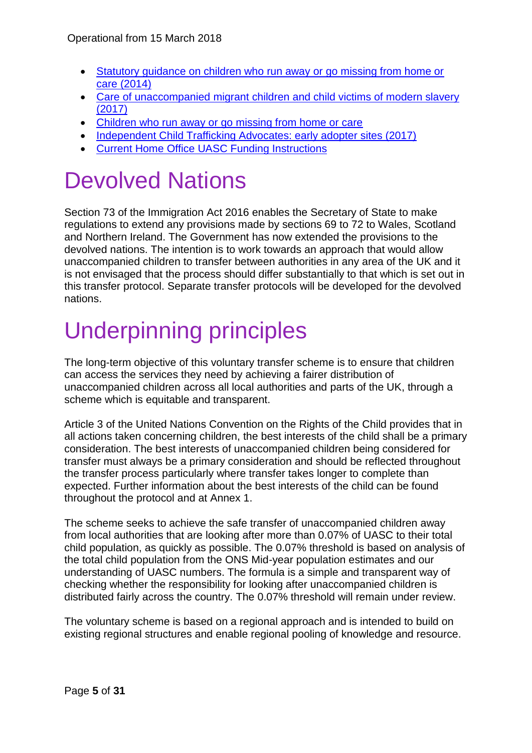- Statutory guidance on children who run away or go missing from home or care (2014)
- Care of unaccompanied migrant children and child victims of modern slavery (2017)
- Children who run away or go missing from home or care
- Independent Child Trafficking Advocates: early adopter sites (2017)
- Current Home Office UASC Funding Instructions

# Devolved Nations

Section 73 of the Immigration Act 2016 enables the Secretary of State to make regulations to extend any provisions made by sections 69 to 72 to Wales, Scotland and Northern Ireland. The Government has now extended the provisions to the devolved nations. The intention is to work towards an approach that would allow unaccompanied children to transfer between authorities in any area of the UK and it is not envisaged that the process should differ substantially to that which is set out in this transfer protocol. Separate transfer protocols will be developed for the devolved nations.

# Underpinning principles

The long-term objective of this voluntary transfer scheme is to ensure that children can access the services they need by achieving a fairer distribution of unaccompanied children across all local authorities and parts of the UK, through a scheme which is equitable and transparent.

Article 3 of the United Nations Convention on the Rights of the Child provides that in all actions taken concerning children, the best interests of the child shall be a primary consideration. The best interests of unaccompanied children being considered for transfer must always be a primary consideration and should be reflected throughout the transfer process particularly where transfer takes longer to complete than expected. Further information about the best interests of the child can be found throughout the protocol and at Annex 1.

The scheme seeks to achieve the safe transfer of unaccompanied children away from local authorities that are looking after more than 0.07% of UASC to their total child population, as quickly as possible. The 0.07% threshold is based on analysis of the total child population from the ONS Mid-year population estimates and our understanding of UASC numbers. The formula is a simple and transparent way of checking whether the responsibility for looking after unaccompanied children is distributed fairly across the country. The 0.07% threshold will remain under review.

The voluntary scheme is based on a regional approach and is intended to build on existing regional structures and enable regional pooling of knowledge and resource.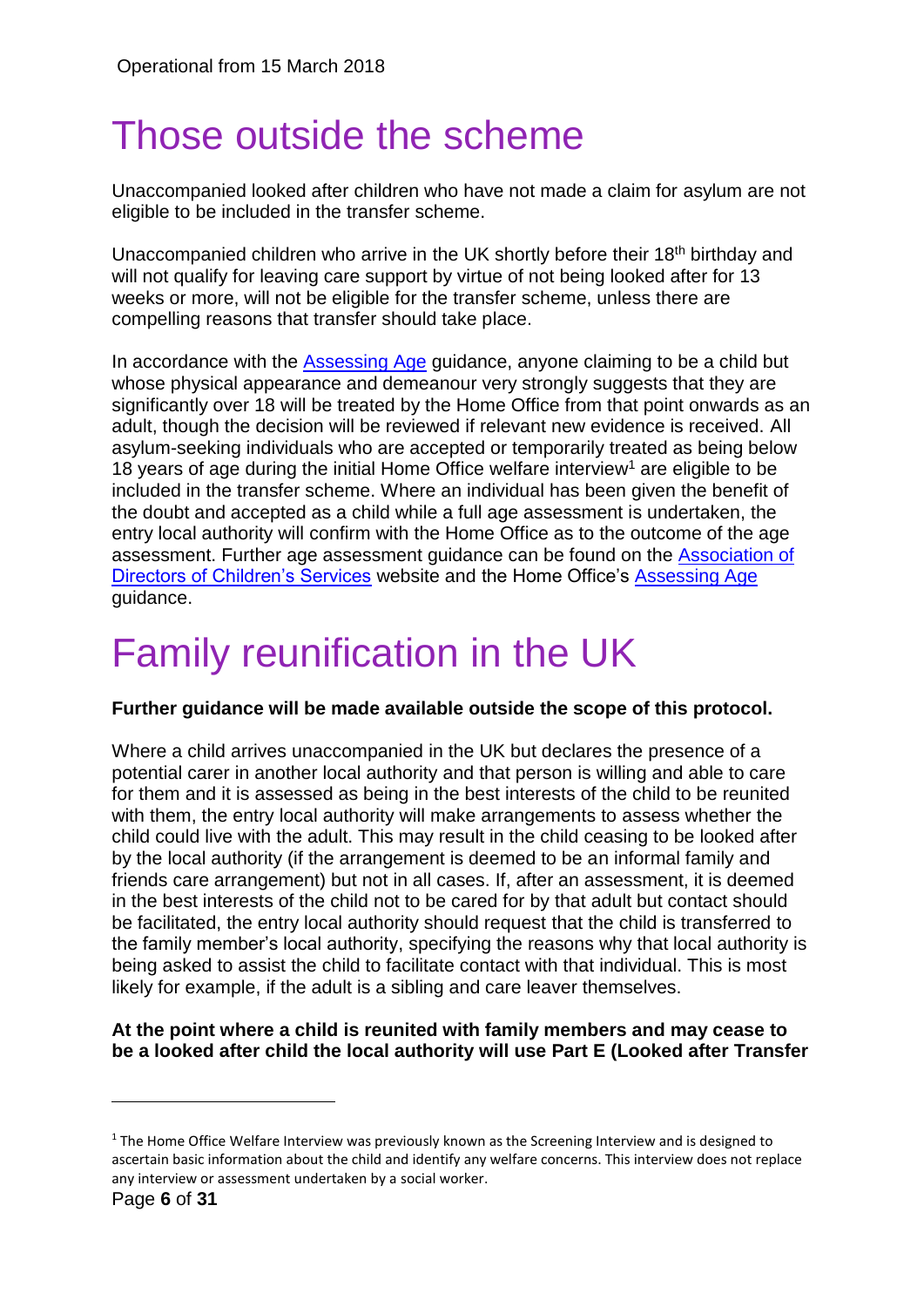Operational from 15 March 2018

# Those outside the scheme

Unaccompanied looked after children who have not made a claim for asylum are not eligible to be included in the transfer scheme.

Unaccompanied children who arrive in the UK shortly before their 18th birthday and will not qualify for leaving care support by virtue of not being looked after for 13 weeks or more, will not be eligible for the transfer scheme, unless there are compelling reasons that transfer should take place.

In accordance with the Assessing Age guidance, anyone claiming to be a child but whose physical appearance and demeanour very strongly suggests that they are significantly over 18 will be treated by the Home Office from that point onwards as an adult, though the decision will be reviewed if relevant new evidence is received. All asylum-seeking individuals who are accepted or temporarily treated as being below 18 years of age during the initial Home Office welfare interview[1] are eligible to be included in the transfer scheme. Where an individual has been given the benefit of the doubt and accepted as a child while a full age assessment is undertaken, the entry local authority will confirm with the Home Office as to the outcome of the age assessment. Further age assessment guidance can be found on the Association of Directors of Children's Services website and the Home Office's Assessing Age guidance.

# Family reunification in the UK

**Further guidance will be made available outside the scope of this protocol.**

Where a child arrives unaccompanied in the UK but declares the presence of a potential carer in another local authority and that person is willing and able to care for them and it is assessed as being in the best interests of the child to be reunited with them, the entry local authority will make arrangements to assess whether the child could live with the adult. This may result in the child ceasing to be looked after by the local authority (if the arrangement is deemed to be an informal family and friends care arrangement) but not in all cases. If, after an assessment, it is deemed in the best interests of the child not to be cared for by that adult but contact should be facilitated, the entry local authority should request that the child is transferred to the family member's local authority, specifying the reasons why that local authority is being asked to assist the child to facilitate contact with that individual. This is most likely for example, if the adult is a sibling and care leaver themselves.

**At the point where a child is reunited with family members and may cease to be a looked after child the local authority will use Part E (Looked after Transfer**

[1] The Home Office Welfare Interview was previously known as the Screening Interview and is designed to ascertain basic information about the child and identify any welfare concerns. This interview does not replace any interview or assessment undertaken by a social worker.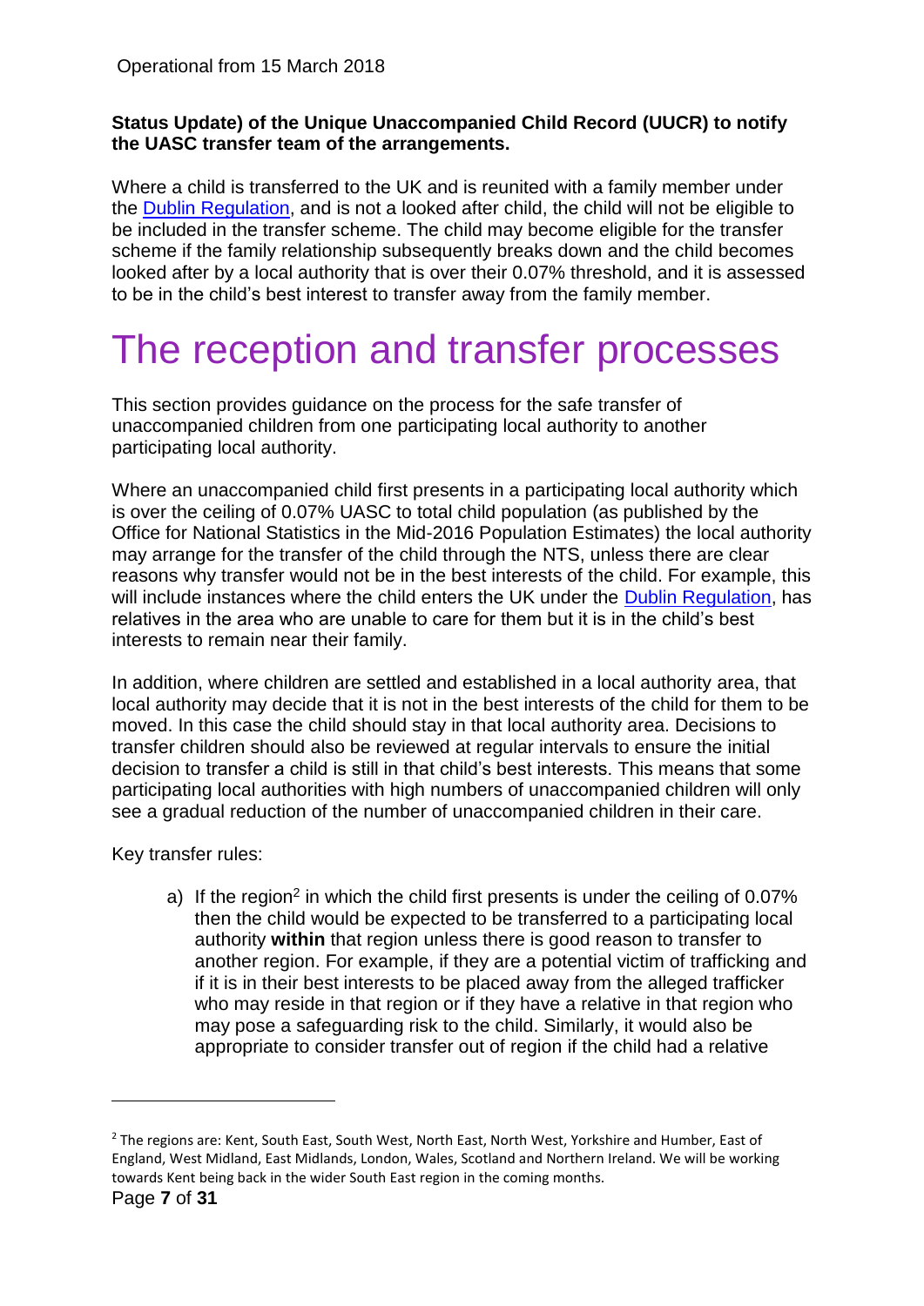**Status Update) of the Unique Unaccompanied Child Record (UUCR) to notify the UASC transfer team of the arrangements.**

Where a child is transferred to the UK and is reunited with a family member under the Dublin Regulation, and is not a looked after child, the child will not be eligible to be included in the transfer scheme. The child may become eligible for the transfer scheme if the family relationship subsequently breaks down and the child becomes looked after by a local authority that is over their 0.07% threshold, and it is assessed to be in the child's best interest to transfer away from the family member.

# The reception and transfer processes

This section provides guidance on the process for the safe transfer of unaccompanied children from one participating local authority to another participating local authority.

Where an unaccompanied child first presents in a participating local authority which is over the ceiling of 0.07% UASC to total child population (as published by the Office for National Statistics in the Mid-2016 Population Estimates) the local authority may arrange for the transfer of the child through the NTS, unless there are clear reasons why transfer would not be in the best interests of the child. For example, this will include instances where the child enters the UK under the Dublin Regulation, has relatives in the area who are unable to care for them but it is in the child's best interests to remain near their family.

In addition, where children are settled and established in a local authority area, that local authority may decide that it is not in the best interests of the child for them to be moved. In this case the child should stay in that local authority area. Decisions to transfer children should also be reviewed at regular intervals to ensure the initial decision to transfer a child is still in that child's best interests. This means that some participating local authorities with high numbers of unaccompanied children will only see a gradual reduction of the number of unaccompanied children in their care.

Key transfer rules:

a) If the region[2] in which the child first presents is under the ceiling of 0.07% then the child would be expected to be transferred to a participating local authority **within** that region unless there is good reason to transfer to another region. For example, if they are a potential victim of trafficking and if it is in their best interests to be placed away from the alleged trafficker who may reside in that region or if they have a relative in that region who may pose a safeguarding risk to the child. Similarly, it would also be appropriate to consider transfer out of region if the child had a relative

[2] The regions are: Kent, South East, South West, North East, North West, Yorkshire and Humber, East of England, West Midland, East Midlands, London, Wales, Scotland and Northern Ireland. We will be working towards Kent being back in the wider South East region in the coming months.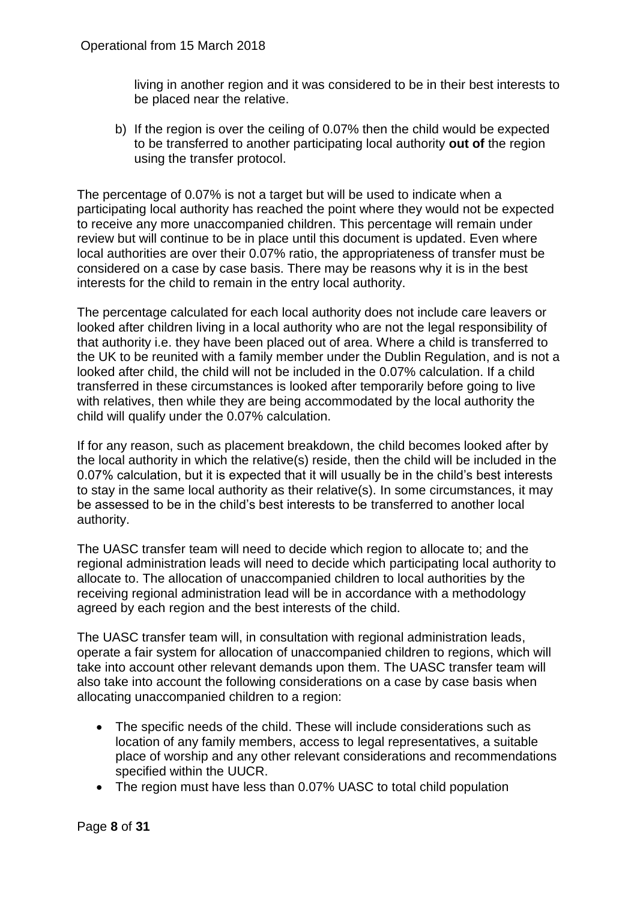living in another region and it was considered to be in their best interests to be placed near the relative.

b) If the region is over the ceiling of 0.07% then the child would be expected to be transferred to another participating local authority **out of** the region using the transfer protocol.

The percentage of 0.07% is not a target but will be used to indicate when a participating local authority has reached the point where they would not be expected to receive any more unaccompanied children. This percentage will remain under review but will continue to be in place until this document is updated. Even where local authorities are over their 0.07% ratio, the appropriateness of transfer must be considered on a case by case basis. There may be reasons why it is in the best interests for the child to remain in the entry local authority.

The percentage calculated for each local authority does not include care leavers or looked after children living in a local authority who are not the legal responsibility of that authority i.e. they have been placed out of area. Where a child is transferred to the UK to be reunited with a family member under the Dublin Regulation, and is not a looked after child, the child will not be included in the 0.07% calculation. If a child transferred in these circumstances is looked after temporarily before going to live with relatives, then while they are being accommodated by the local authority the child will qualify under the 0.07% calculation.

If for any reason, such as placement breakdown, the child becomes looked after by the local authority in which the relative(s) reside, then the child will be included in the 0.07% calculation, but it is expected that it will usually be in the child's best interests to stay in the same local authority as their relative(s). In some circumstances, it may be assessed to be in the child's best interests to be transferred to another local authority.

The UASC transfer team will need to decide which region to allocate to; and the regional administration leads will need to decide which participating local authority to allocate to. The allocation of unaccompanied children to local authorities by the receiving regional administration lead will be in accordance with a methodology agreed by each region and the best interests of the child.

The UASC transfer team will, in consultation with regional administration leads, operate a fair system for allocation of unaccompanied children to regions, which will take into account other relevant demands upon them. The UASC transfer team will also take into account the following considerations on a case by case basis when allocating unaccompanied children to a region:

- The specific needs of the child. These will include considerations such as location of any family members, access to legal representatives, a suitable place of worship and any other relevant considerations and recommendations specified within the UUCR.
- The region must have less than 0.07% UASC to total child population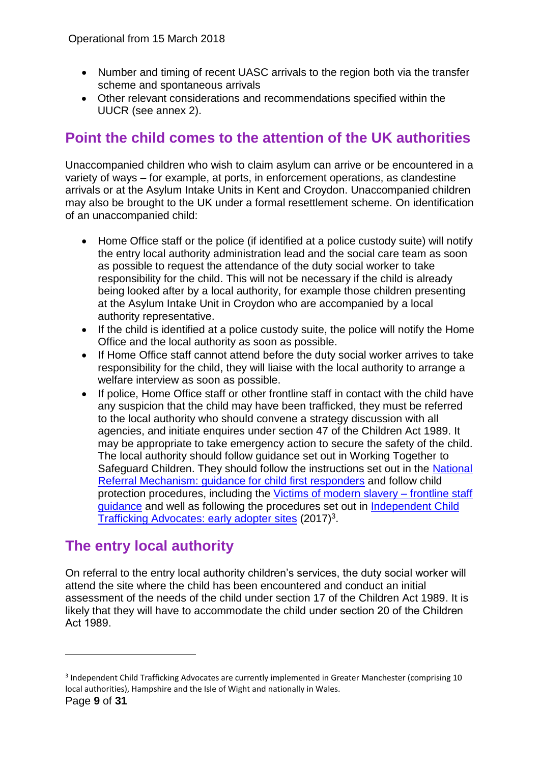- Number and timing of recent UASC arrivals to the region both via the transfer scheme and spontaneous arrivals
- Other relevant considerations and recommendations specified within the UUCR (see annex 2).

## Point the child comes to the attention of the UK authorities

Unaccompanied children who wish to claim asylum can arrive or be encountered in a variety of ways – for example, at ports, in enforcement operations, as clandestine arrivals or at the Asylum Intake Units in Kent and Croydon. Unaccompanied children may also be brought to the UK under a formal resettlement scheme. On identification of an unaccompanied child:

- Home Office staff or the police (if identified at a police custody suite) will notify the entry local authority administration lead and the social care team as soon as possible to request the attendance of the duty social worker to take responsibility for the child. This will not be necessary if the child is already being looked after by a local authority, for example those children presenting at the Asylum Intake Unit in Croydon who are accompanied by a local authority representative.
- If the child is identified at a police custody suite, the police will notify the Home Office and the local authority as soon as possible.
- If Home Office staff cannot attend before the duty social worker arrives to take responsibility for the child, they will liaise with the local authority to arrange a welfare interview as soon as possible.
- If police, Home Office staff or other frontline staff in contact with the child have any suspicion that the child may have been trafficked, they must be referred to the local authority who should convene a strategy discussion with all agencies, and initiate enquires under section 47 of the Children Act 1989. It may be appropriate to take emergency action to secure the safety of the child. The local authority should follow guidance set out in Working Together to Safeguard Children. They should follow the instructions set out in the National Referral Mechanism: guidance for child first responders and follow child protection procedures, including the Victims of modern slavery – frontline staff guidance and well as following the procedures set out in Independent Child Trafficking Advocates: early adopter sites (2017)[3].

## The entry local authority

On referral to the entry local authority children's services, the duty social worker will attend the site where the child has been encountered and conduct an initial assessment of the needs of the child under section 17 of the Children Act 1989. It is likely that they will have to accommodate the child under section 20 of the Children Act 1989.

[3] Independent Child Trafficking Advocates are currently implemented in Greater Manchester (comprising 10 local authorities), Hampshire and the Isle of Wight and nationally in Wales.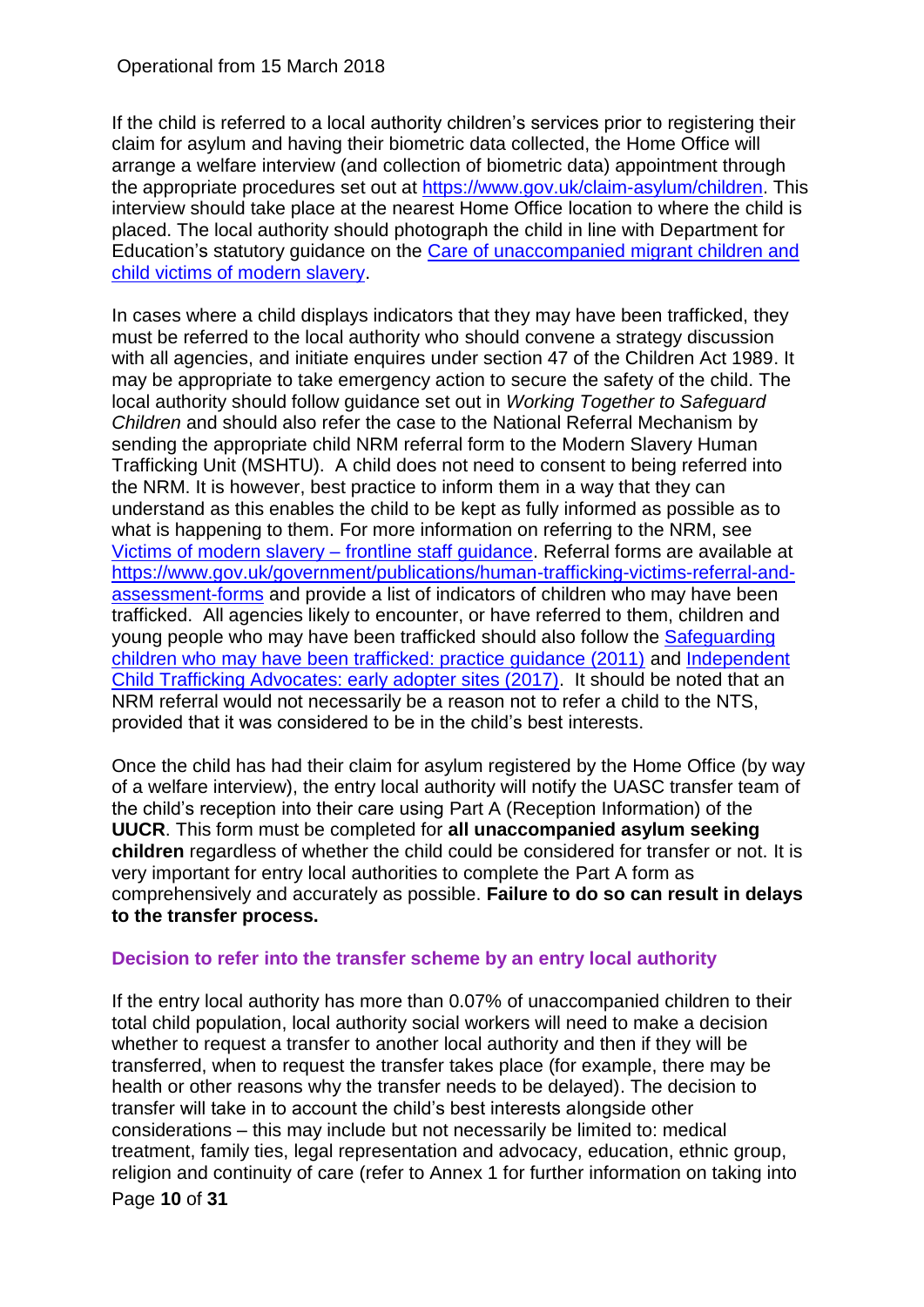If the child is referred to a local authority children's services prior to registering their claim for asylum and having their biometric data collected, the Home Office will arrange a welfare interview (and collection of biometric data) appointment through the appropriate procedures set out at [https://www.gov.uk/claim-asylum/children](https://www.gov.uk/claim-asylum/children). This interview should take place at the nearest Home Office location to where the child is placed. The local authority should photograph the child in line with Department for Education's statutory guidance on the [Care of unaccompanied migrant children and child victims of modern slavery](#).

In cases where a child displays indicators that they may have been trafficked, they must be referred to the local authority who should convene a strategy discussion with all agencies, and initiate enquires under section 47 of the Children Act 1989. It may be appropriate to take emergency action to secure the safety of the child. The local authority should follow guidance set out in *Working Together to Safeguard Children* and should also refer the case to the National Referral Mechanism by sending the appropriate child NRM referral form to the Modern Slavery Human Trafficking Unit (MSHTU). A child does not need to consent to being referred into the NRM. It is however, best practice to inform them in a way that they can understand as this enables the child to be kept as fully informed as possible as to what is happening to them. For more information on referring to the NRM, see [Victims of modern slavery – frontline staff guidance](#). Referral forms are available at [https://www.gov.uk/government/publications/human-trafficking-victims-referral-and-assessment-forms](https://www.gov.uk/government/publications/human-trafficking-victims-referral-and-assessment-forms) and provide a list of indicators of children who may have been trafficked. All agencies likely to encounter, or have referred to them, children and young people who may have been trafficked should also follow the [Safeguarding children who may have been trafficked: practice guidance (2011)](#) and [Independent Child Trafficking Advocates: early adopter sites (2017)](#). It should be noted that an NRM referral would not necessarily be a reason not to refer a child to the NTS, provided that it was considered to be in the child's best interests.

Once the child has had their claim for asylum registered by the Home Office (by way of a welfare interview), the entry local authority will notify the UASC transfer team of the child's reception into their care using Part A (Reception Information) of the **UUCR**. This form must be completed for **all unaccompanied asylum seeking children** regardless of whether the child could be considered for transfer or not. It is very important for entry local authorities to complete the Part A form as comprehensively and accurately as possible. **Failure to do so can result in delays to the transfer process.**

### Decision to refer into the transfer scheme by an entry local authority

If the entry local authority has more than 0.07% of unaccompanied children to their total child population, local authority social workers will need to make a decision whether to request a transfer to another local authority and then if they will be transferred, when to request the transfer takes place (for example, there may be health or other reasons why the transfer needs to be delayed). The decision to transfer will take in to account the child's best interests alongside other considerations – this may include but not necessarily be limited to: medical treatment, family ties, legal representation and advocacy, education, ethnic group, religion and continuity of care (refer to Annex 1 for further information on taking into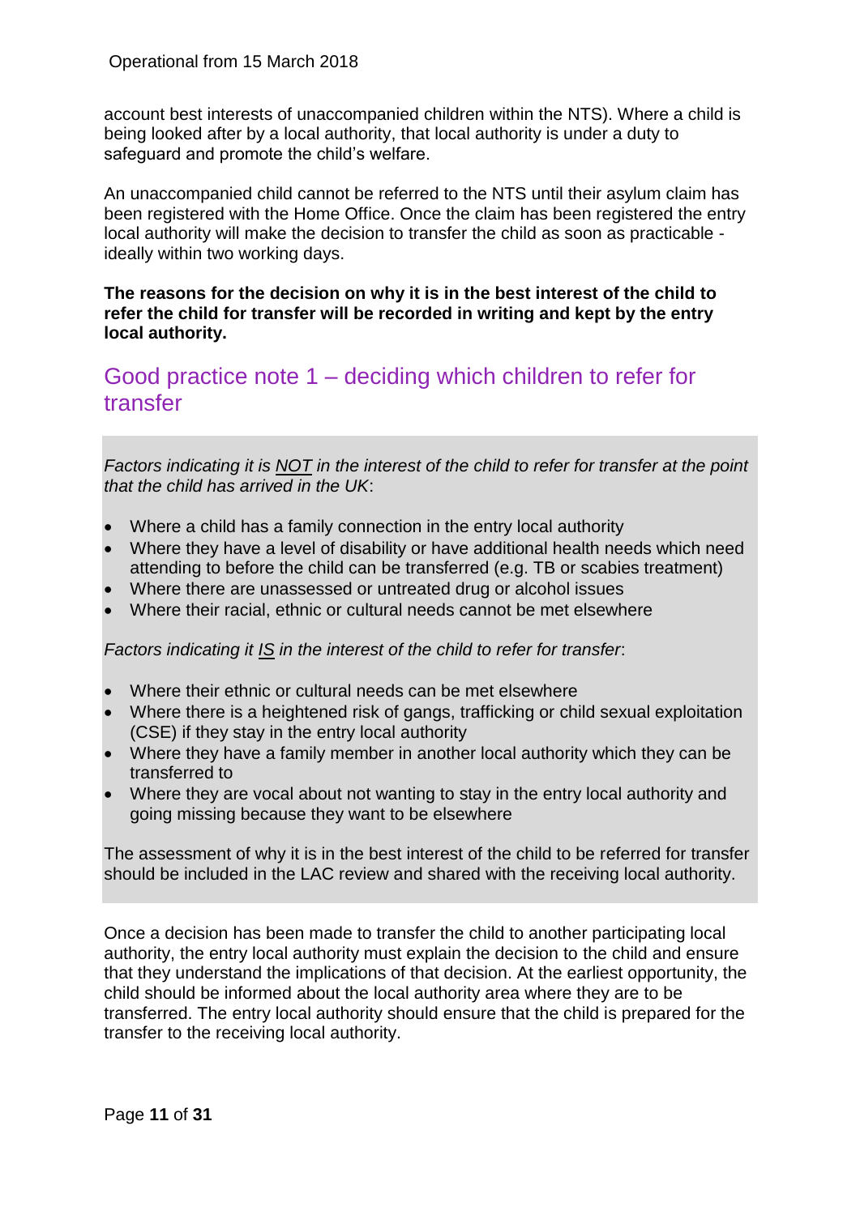account best interests of unaccompanied children within the NTS). Where a child is being looked after by a local authority, that local authority is under a duty to safeguard and promote the child's welfare.

An unaccompanied child cannot be referred to the NTS until their asylum claim has been registered with the Home Office. Once the claim has been registered the entry local authority will make the decision to transfer the child as soon as practicable - ideally within two working days.

**The reasons for the decision on why it is in the best interest of the child to refer the child for transfer will be recorded in writing and kept by the entry local authority.**

## Good practice note 1 – deciding which children to refer for transfer

*Factors indicating it is <u>NOT</u> in the interest of the child to refer for transfer at the point that the child has arrived in the UK*:

- Where a child has a family connection in the entry local authority
- Where they have a level of disability or have additional health needs which need attending to before the child can be transferred (e.g. TB or scabies treatment)
- Where there are unassessed or untreated drug or alcohol issues
- Where their racial, ethnic or cultural needs cannot be met elsewhere

*Factors indicating it <u>IS</u> in the interest of the child to refer for transfer*:

- Where their ethnic or cultural needs can be met elsewhere
- Where there is a heightened risk of gangs, trafficking or child sexual exploitation (CSE) if they stay in the entry local authority
- Where they have a family member in another local authority which they can be transferred to
- Where they are vocal about not wanting to stay in the entry local authority and going missing because they want to be elsewhere

The assessment of why it is in the best interest of the child to be referred for transfer should be included in the LAC review and shared with the receiving local authority.

Once a decision has been made to transfer the child to another participating local authority, the entry local authority must explain the decision to the child and ensure that they understand the implications of that decision. At the earliest opportunity, the child should be informed about the local authority area where they are to be transferred. The entry local authority should ensure that the child is prepared for the transfer to the receiving local authority.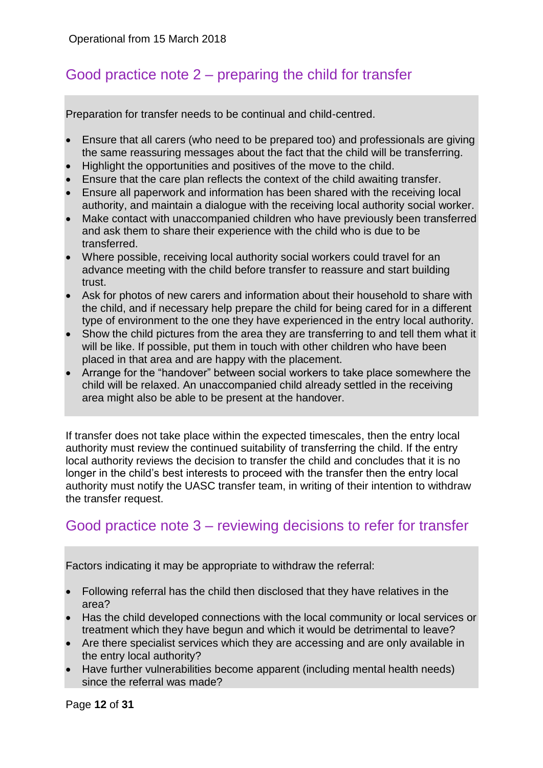## Good practice note 2 – preparing the child for transfer

Preparation for transfer needs to be continual and child-centred.

- Ensure that all carers (who need to be prepared too) and professionals are giving the same reassuring messages about the fact that the child will be transferring.
- Highlight the opportunities and positives of the move to the child.
- Ensure that the care plan reflects the context of the child awaiting transfer.
- Ensure all paperwork and information has been shared with the receiving local authority, and maintain a dialogue with the receiving local authority social worker.
- Make contact with unaccompanied children who have previously been transferred and ask them to share their experience with the child who is due to be transferred.
- Where possible, receiving local authority social workers could travel for an advance meeting with the child before transfer to reassure and start building trust.
- Ask for photos of new carers and information about their household to share with the child, and if necessary help prepare the child for being cared for in a different type of environment to the one they have experienced in the entry local authority.
- Show the child pictures from the area they are transferring to and tell them what it will be like. If possible, put them in touch with other children who have been placed in that area and are happy with the placement.
- Arrange for the "handover" between social workers to take place somewhere the child will be relaxed. An unaccompanied child already settled in the receiving area might also be able to be present at the handover.

If transfer does not take place within the expected timescales, then the entry local authority must review the continued suitability of transferring the child. If the entry local authority reviews the decision to transfer the child and concludes that it is no longer in the child's best interests to proceed with the transfer then the entry local authority must notify the UASC transfer team, in writing of their intention to withdraw the transfer request.

## Good practice note 3 – reviewing decisions to refer for transfer

Factors indicating it may be appropriate to withdraw the referral:

- Following referral has the child then disclosed that they have relatives in the area?
- Has the child developed connections with the local community or local services or treatment which they have begun and which it would be detrimental to leave?
- Are there specialist services which they are accessing and are only available in the entry local authority?
- Have further vulnerabilities become apparent (including mental health needs) since the referral was made?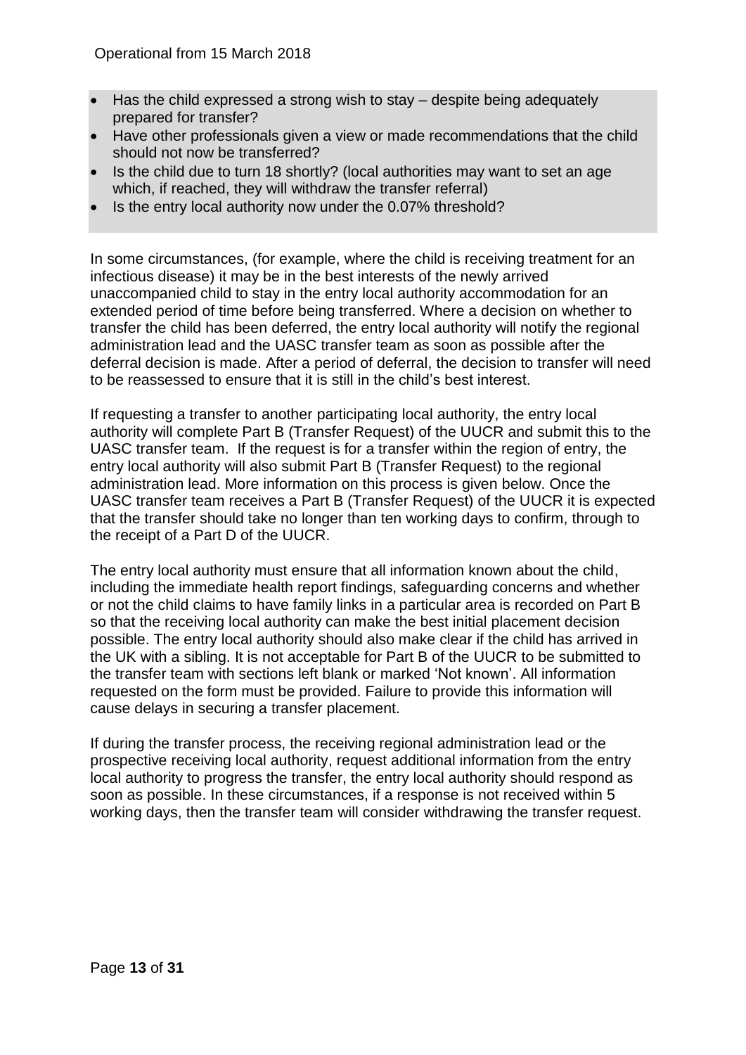- Has the child expressed a strong wish to stay – despite being adequately prepared for transfer?
- Have other professionals given a view or made recommendations that the child should not now be transferred?
- Is the child due to turn 18 shortly? (local authorities may want to set an age which, if reached, they will withdraw the transfer referral)
- Is the entry local authority now under the 0.07% threshold?

In some circumstances, (for example, where the child is receiving treatment for an infectious disease) it may be in the best interests of the newly arrived unaccompanied child to stay in the entry local authority accommodation for an extended period of time before being transferred. Where a decision on whether to transfer the child has been deferred, the entry local authority will notify the regional administration lead and the UASC transfer team as soon as possible after the deferral decision is made. After a period of deferral, the decision to transfer will need to be reassessed to ensure that it is still in the child's best interest.

If requesting a transfer to another participating local authority, the entry local authority will complete Part B (Transfer Request) of the UUCR and submit this to the UASC transfer team. If the request is for a transfer within the region of entry, the entry local authority will also submit Part B (Transfer Request) to the regional administration lead. More information on this process is given below. Once the UASC transfer team receives a Part B (Transfer Request) of the UUCR it is expected that the transfer should take no longer than ten working days to confirm, through to the receipt of a Part D of the UUCR.

The entry local authority must ensure that all information known about the child, including the immediate health report findings, safeguarding concerns and whether or not the child claims to have family links in a particular area is recorded on Part B so that the receiving local authority can make the best initial placement decision possible. The entry local authority should also make clear if the child has arrived in the UK with a sibling. It is not acceptable for Part B of the UUCR to be submitted to the transfer team with sections left blank or marked 'Not known'. All information requested on the form must be provided. Failure to provide this information will cause delays in securing a transfer placement.

If during the transfer process, the receiving regional administration lead or the prospective receiving local authority, request additional information from the entry local authority to progress the transfer, the entry local authority should respond as soon as possible. In these circumstances, if a response is not received within 5 working days, then the transfer team will consider withdrawing the transfer request.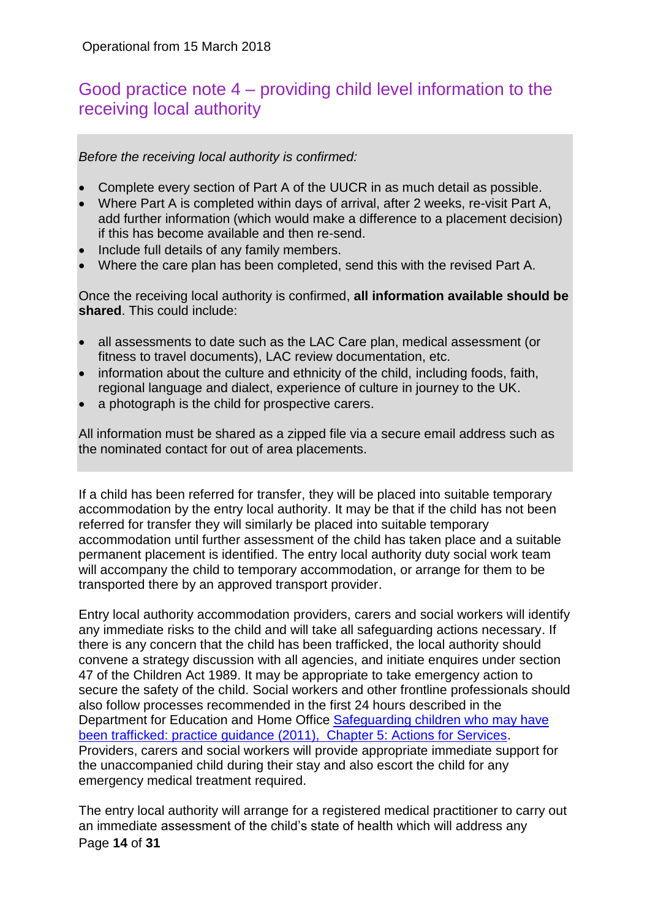Operational from 15 March 2018

## Good practice note 4 – providing child level information to the receiving local authority

*Before the receiving local authority is confirmed:*

- Complete every section of Part A of the UUCR in as much detail as possible.
- Where Part A is completed within days of arrival, after 2 weeks, re-visit Part A, add further information (which would make a difference to a placement decision) if this has become available and then re-send.
- Include full details of any family members.
- Where the care plan has been completed, send this with the revised Part A.

Once the receiving local authority is confirmed, **all information available should be shared**. This could include:

- all assessments to date such as the LAC Care plan, medical assessment (or fitness to travel documents), LAC review documentation, etc.
- information about the culture and ethnicity of the child, including foods, faith, regional language and dialect, experience of culture in journey to the UK.
- a photograph is the child for prospective carers.

All information must be shared as a zipped file via a secure email address such as the nominated contact for out of area placements.

If a child has been referred for transfer, they will be placed into suitable temporary accommodation by the entry local authority. It may be that if the child has not been referred for transfer they will similarly be placed into suitable temporary accommodation until further assessment of the child has taken place and a suitable permanent placement is identified. The entry local authority duty social work team will accompany the child to temporary accommodation, or arrange for them to be transported there by an approved transport provider.

Entry local authority accommodation providers, carers and social workers will identify any immediate risks to the child and will take all safeguarding actions necessary. If there is any concern that the child has been trafficked, the local authority should convene a strategy discussion with all agencies, and initiate enquires under section 47 of the Children Act 1989. It may be appropriate to take emergency action to secure the safety of the child. Social workers and other frontline professionals should also follow processes recommended in the first 24 hours described in the Department for Education and Home Office Safeguarding children who may have been trafficked: practice guidance (2011), Chapter 5: Actions for Services. Providers, carers and social workers will provide appropriate immediate support for the unaccompanied child during their stay and also escort the child for any emergency medical treatment required.

The entry local authority will arrange for a registered medical practitioner to carry out an immediate assessment of the child's state of health which will address any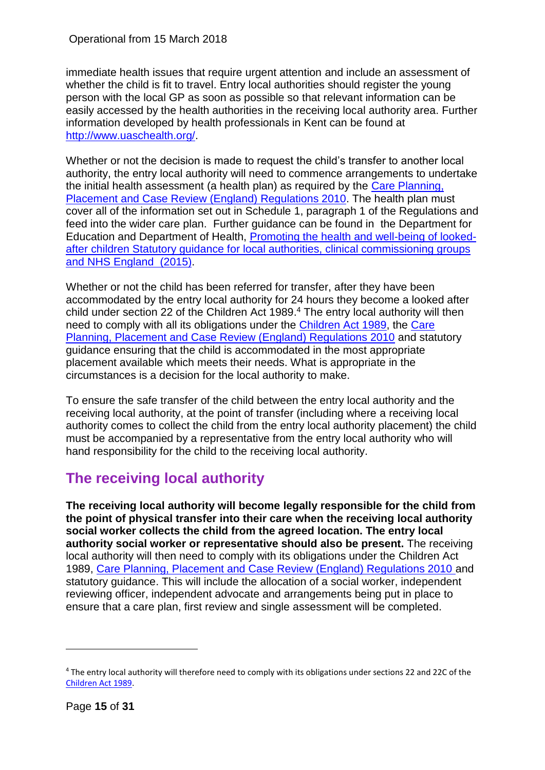immediate health issues that require urgent attention and include an assessment of whether the child is fit to travel. Entry local authorities should register the young person with the local GP as soon as possible so that relevant information can be easily accessed by the health authorities in the receiving local authority area. Further information developed by health professionals in Kent can be found at [http://www.uaschealth.org/](http://www.uaschealth.org/).

Whether or not the decision is made to request the child's transfer to another local authority, the entry local authority will need to commence arrangements to undertake the initial health assessment (a health plan) as required by the Care Planning, Placement and Case Review (England) Regulations 2010. The health plan must cover all of the information set out in Schedule 1, paragraph 1 of the Regulations and feed into the wider care plan. Further guidance can be found in the Department for Education and Department of Health, Promoting the health and well-being of looked-after children Statutory guidance for local authorities, clinical commissioning groups and NHS England (2015).

Whether or not the child has been referred for transfer, after they have been accommodated by the entry local authority for 24 hours they become a looked after child under section 22 of the Children Act 1989.[4] The entry local authority will then need to comply with all its obligations under the Children Act 1989, the Care Planning, Placement and Case Review (England) Regulations 2010 and statutory guidance ensuring that the child is accommodated in the most appropriate placement available which meets their needs. What is appropriate in the circumstances is a decision for the local authority to make.

To ensure the safe transfer of the child between the entry local authority and the receiving local authority, at the point of transfer (including where a receiving local authority comes to collect the child from the entry local authority placement) the child must be accompanied by a representative from the entry local authority who will hand responsibility for the child to the receiving local authority.

## The receiving local authority

**The receiving local authority will become legally responsible for the child from the point of physical transfer into their care when the receiving local authority social worker collects the child from the agreed location. The entry local authority social worker or representative should also be present.** The receiving local authority will then need to comply with its obligations under the Children Act 1989, Care Planning, Placement and Case Review (England) Regulations 2010 and statutory guidance. This will include the allocation of a social worker, independent reviewing officer, independent advocate and arrangements being put in place to ensure that a care plan, first review and single assessment will be completed.

[4] The entry local authority will therefore need to comply with its obligations under sections 22 and 22C of the Children Act 1989.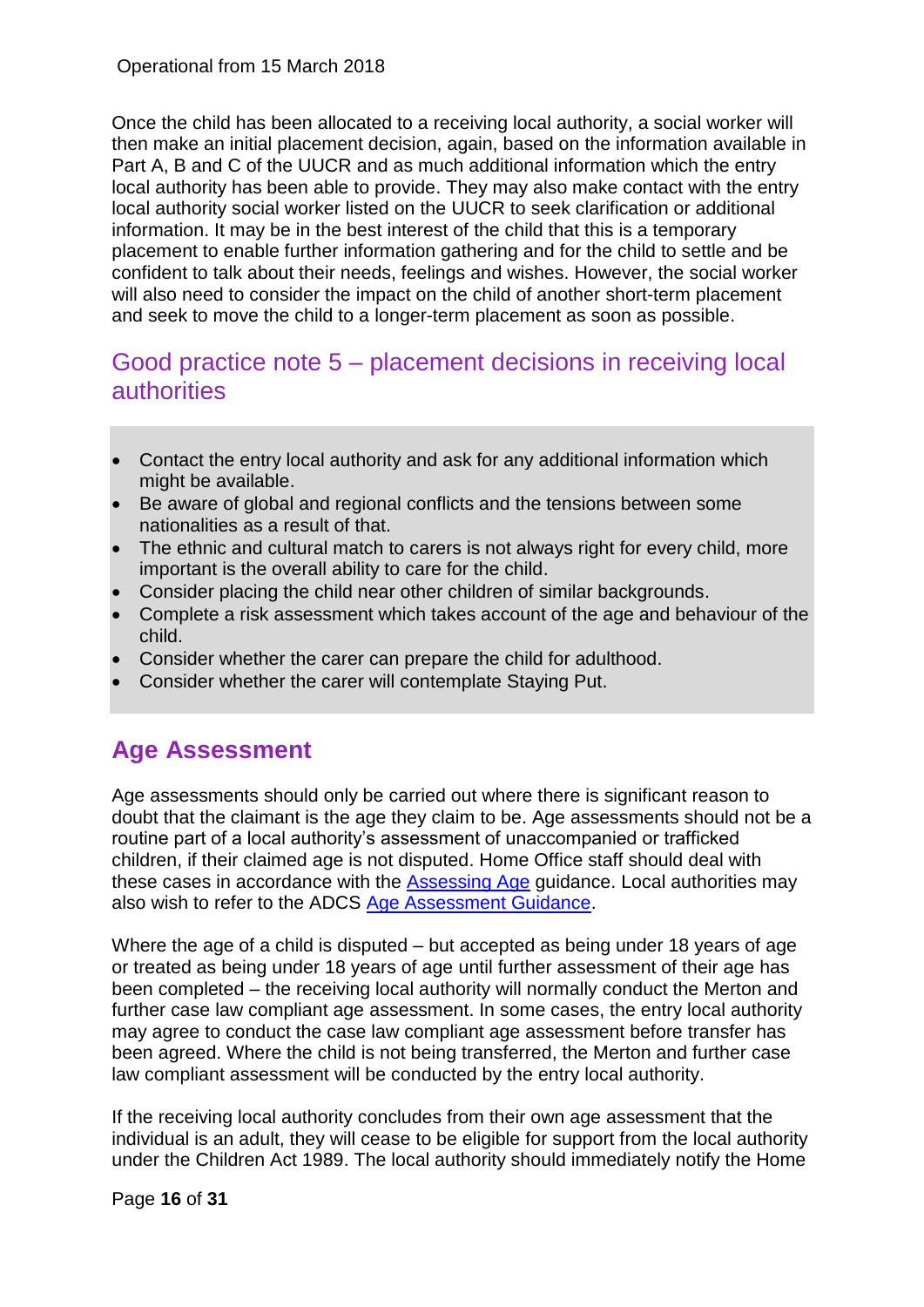Once the child has been allocated to a receiving local authority, a social worker will then make an initial placement decision, again, based on the information available in Part A, B and C of the UUCR and as much additional information which the entry local authority has been able to provide. They may also make contact with the entry local authority social worker listed on the UUCR to seek clarification or additional information. It may be in the best interest of the child that this is a temporary placement to enable further information gathering and for the child to settle and be confident to talk about their needs, feelings and wishes. However, the social worker will also need to consider the impact on the child of another short-term placement and seek to move the child to a longer-term placement as soon as possible.

### Good practice note 5 – placement decisions in receiving local authorities

- Contact the entry local authority and ask for any additional information which might be available.
- Be aware of global and regional conflicts and the tensions between some nationalities as a result of that.
- The ethnic and cultural match to carers is not always right for every child, more important is the overall ability to care for the child.
- Consider placing the child near other children of similar backgrounds.
- Complete a risk assessment which takes account of the age and behaviour of the child.
- Consider whether the carer can prepare the child for adulthood.
- Consider whether the carer will contemplate Staying Put.

## Age Assessment

Age assessments should only be carried out where there is significant reason to doubt that the claimant is the age they claim to be. Age assessments should not be a routine part of a local authority's assessment of unaccompanied or trafficked children, if their claimed age is not disputed. Home Office staff should deal with these cases in accordance with the Assessing Age guidance. Local authorities may also wish to refer to the ADCS Age Assessment Guidance.

Where the age of a child is disputed – but accepted as being under 18 years of age or treated as being under 18 years of age until further assessment of their age has been completed – the receiving local authority will normally conduct the Merton and further case law compliant age assessment. In some cases, the entry local authority may agree to conduct the case law compliant age assessment before transfer has been agreed. Where the child is not being transferred, the Merton and further case law compliant assessment will be conducted by the entry local authority.

If the receiving local authority concludes from their own age assessment that the individual is an adult, they will cease to be eligible for support from the local authority under the Children Act 1989. The local authority should immediately notify the Home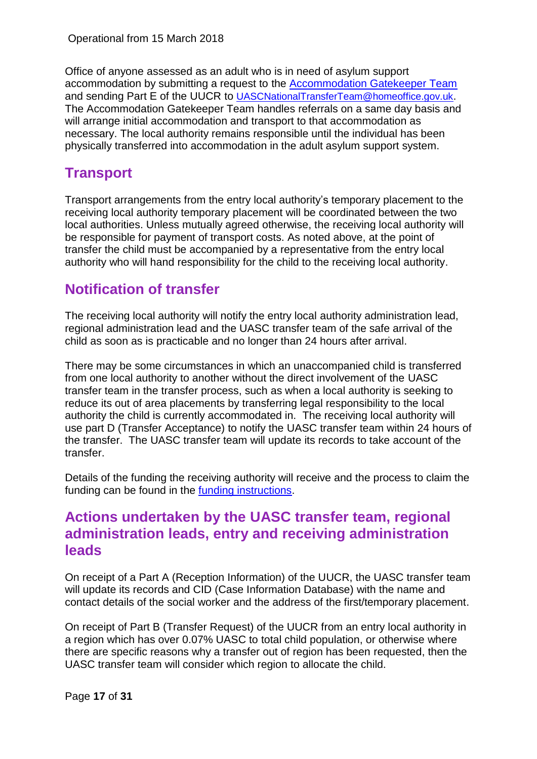Office of anyone assessed as an adult who is in need of asylum support accommodation by submitting a request to the [Accommodation Gatekeeper Team](#) and sending Part E of the UUCR to UASCNationalTransferTeam@homeoffice.gov.uk. The Accommodation Gatekeeper Team handles referrals on a same day basis and will arrange initial accommodation and transport to that accommodation as necessary. The local authority remains responsible until the individual has been physically transferred into accommodation in the adult asylum support system.

## Transport

Transport arrangements from the entry local authority's temporary placement to the receiving local authority temporary placement will be coordinated between the two local authorities. Unless mutually agreed otherwise, the receiving local authority will be responsible for payment of transport costs. As noted above, at the point of transfer the child must be accompanied by a representative from the entry local authority who will hand responsibility for the child to the receiving local authority.

## Notification of transfer

The receiving local authority will notify the entry local authority administration lead, regional administration lead and the UASC transfer team of the safe arrival of the child as soon as is practicable and no longer than 24 hours after arrival.

There may be some circumstances in which an unaccompanied child is transferred from one local authority to another without the direct involvement of the UASC transfer team in the transfer process, such as when a local authority is seeking to reduce its out of area placements by transferring legal responsibility to the local authority the child is currently accommodated in. The receiving local authority will use part D (Transfer Acceptance) to notify the UASC transfer team within 24 hours of the transfer. The UASC transfer team will update its records to take account of the transfer.

Details of the funding the receiving authority will receive and the process to claim the funding can be found in the [funding instructions](#).

## Actions undertaken by the UASC transfer team, regional administration leads, entry and receiving administration leads

On receipt of a Part A (Reception Information) of the UUCR, the UASC transfer team will update its records and CID (Case Information Database) with the name and contact details of the social worker and the address of the first/temporary placement.

On receipt of Part B (Transfer Request) of the UUCR from an entry local authority in a region which has over 0.07% UASC to total child population, or otherwise where there are specific reasons why a transfer out of region has been requested, then the UASC transfer team will consider which region to allocate the child.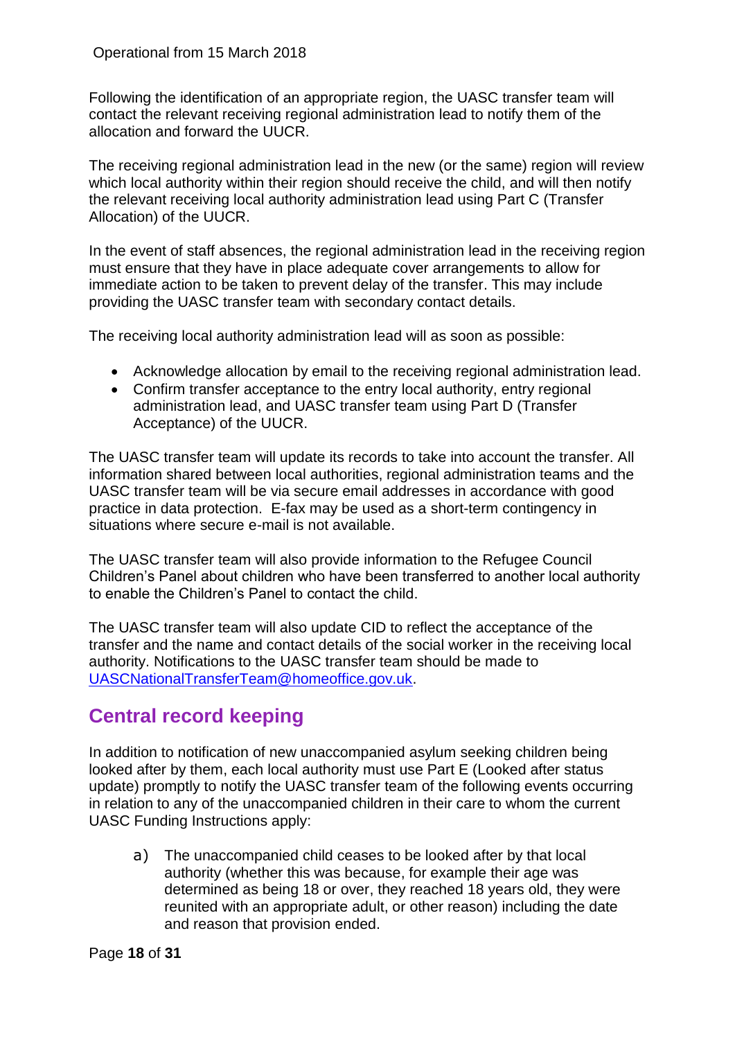Following the identification of an appropriate region, the UASC transfer team will contact the relevant receiving regional administration lead to notify them of the allocation and forward the UUCR.

The receiving regional administration lead in the new (or the same) region will review which local authority within their region should receive the child, and will then notify the relevant receiving local authority administration lead using Part C (Transfer Allocation) of the UUCR.

In the event of staff absences, the regional administration lead in the receiving region must ensure that they have in place adequate cover arrangements to allow for immediate action to be taken to prevent delay of the transfer. This may include providing the UASC transfer team with secondary contact details.

The receiving local authority administration lead will as soon as possible:

- Acknowledge allocation by email to the receiving regional administration lead.
- Confirm transfer acceptance to the entry local authority, entry regional administration lead, and UASC transfer team using Part D (Transfer Acceptance) of the UUCR.

The UASC transfer team will update its records to take into account the transfer. All information shared between local authorities, regional administration teams and the UASC transfer team will be via secure email addresses in accordance with good practice in data protection. E-fax may be used as a short-term contingency in situations where secure e-mail is not available.

The UASC transfer team will also provide information to the Refugee Council Children's Panel about children who have been transferred to another local authority to enable the Children's Panel to contact the child.

The UASC transfer team will also update CID to reflect the acceptance of the transfer and the name and contact details of the social worker in the receiving local authority. Notifications to the UASC transfer team should be made to UASCNationalTransferTeam@homeoffice.gov.uk.

## Central record keeping

In addition to notification of new unaccompanied asylum seeking children being looked after by them, each local authority must use Part E (Looked after status update) promptly to notify the UASC transfer team of the following events occurring in relation to any of the unaccompanied children in their care to whom the current UASC Funding Instructions apply:

a) The unaccompanied child ceases to be looked after by that local authority (whether this was because, for example their age was determined as being 18 or over, they reached 18 years old, they were reunited with an appropriate adult, or other reason) including the date and reason that provision ended.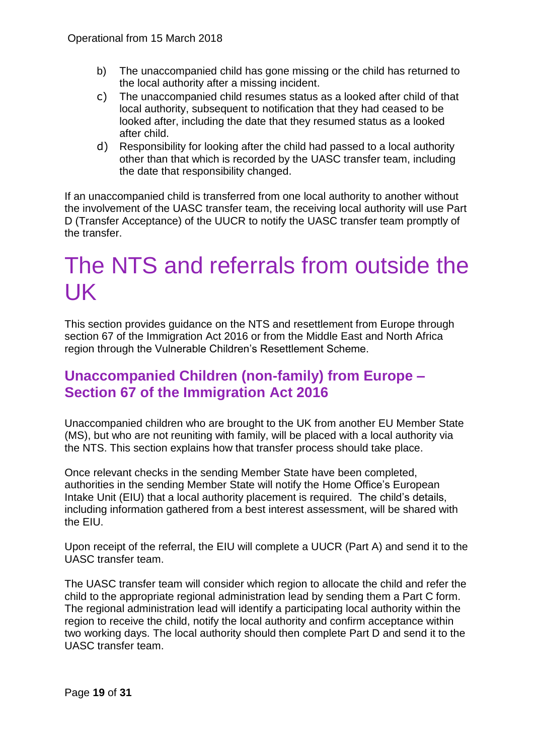b) The unaccompanied child has gone missing or the child has returned to the local authority after a missing incident.
c) The unaccompanied child resumes status as a looked after child of that local authority, subsequent to notification that they had ceased to be looked after, including the date that they resumed status as a looked after child.
d) Responsibility for looking after the child had passed to a local authority other than that which is recorded by the UASC transfer team, including the date that responsibility changed.

If an unaccompanied child is transferred from one local authority to another without the involvement of the UASC transfer team, the receiving local authority will use Part D (Transfer Acceptance) of the UUCR to notify the UASC transfer team promptly of the transfer.

# The NTS and referrals from outside the UK

This section provides guidance on the NTS and resettlement from Europe through section 67 of the Immigration Act 2016 or from the Middle East and North Africa region through the Vulnerable Children's Resettlement Scheme.

## Unaccompanied Children (non-family) from Europe – Section 67 of the Immigration Act 2016

Unaccompanied children who are brought to the UK from another EU Member State (MS), but who are not reuniting with family, will be placed with a local authority via the NTS. This section explains how that transfer process should take place.

Once relevant checks in the sending Member State have been completed, authorities in the sending Member State will notify the Home Office's European Intake Unit (EIU) that a local authority placement is required. The child's details, including information gathered from a best interest assessment, will be shared with the EIU.

Upon receipt of the referral, the EIU will complete a UUCR (Part A) and send it to the UASC transfer team.

The UASC transfer team will consider which region to allocate the child and refer the child to the appropriate regional administration lead by sending them a Part C form. The regional administration lead will identify a participating local authority within the region to receive the child, notify the local authority and confirm acceptance within two working days. The local authority should then complete Part D and send it to the UASC transfer team.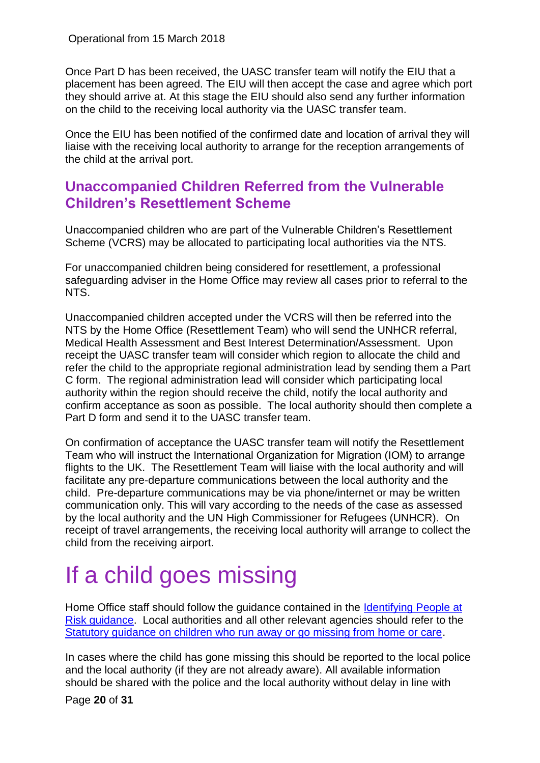Once Part D has been received, the UASC transfer team will notify the EIU that a placement has been agreed. The EIU will then accept the case and agree which port they should arrive at. At this stage the EIU should also send any further information on the child to the receiving local authority via the UASC transfer team.

Once the EIU has been notified of the confirmed date and location of arrival they will liaise with the receiving local authority to arrange for the reception arrangements of the child at the arrival port.

## Unaccompanied Children Referred from the Vulnerable Children's Resettlement Scheme

Unaccompanied children who are part of the Vulnerable Children's Resettlement Scheme (VCRS) may be allocated to participating local authorities via the NTS.

For unaccompanied children being considered for resettlement, a professional safeguarding adviser in the Home Office may review all cases prior to referral to the NTS.

Unaccompanied children accepted under the VCRS will then be referred into the NTS by the Home Office (Resettlement Team) who will send the UNHCR referral, Medical Health Assessment and Best Interest Determination/Assessment. Upon receipt the UASC transfer team will consider which region to allocate the child and refer the child to the appropriate regional administration lead by sending them a Part C form. The regional administration lead will consider which participating local authority within the region should receive the child, notify the local authority and confirm acceptance as soon as possible. The local authority should then complete a Part D form and send it to the UASC transfer team.

On confirmation of acceptance the UASC transfer team will notify the Resettlement Team who will instruct the International Organization for Migration (IOM) to arrange flights to the UK. The Resettlement Team will liaise with the local authority and will facilitate any pre-departure communications between the local authority and the child. Pre-departure communications may be via phone/internet or may be written communication only. This will vary according to the needs of the case as assessed by the local authority and the UN High Commissioner for Refugees (UNHCR). On receipt of travel arrangements, the receiving local authority will arrange to collect the child from the receiving airport.

# If a child goes missing

Home Office staff should follow the guidance contained in the Identifying People at Risk guidance. Local authorities and all other relevant agencies should refer to the Statutory guidance on children who run away or go missing from home or care.

In cases where the child has gone missing this should be reported to the local police and the local authority (if they are not already aware). All available information should be shared with the police and the local authority without delay in line with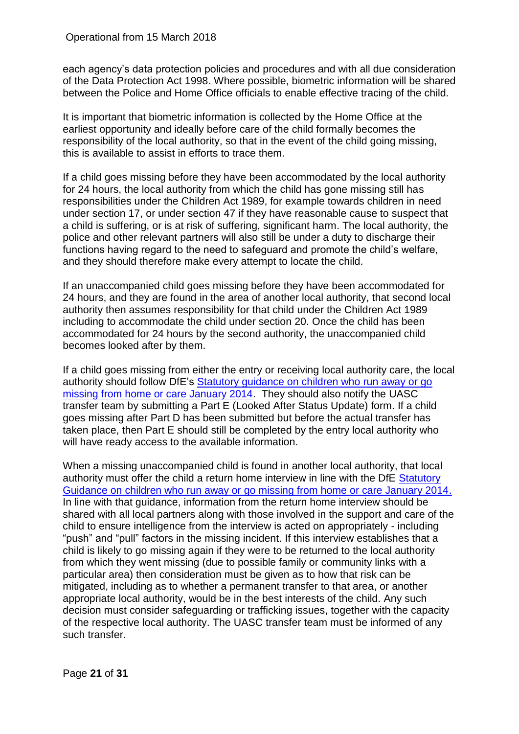each agency's data protection policies and procedures and with all due consideration of the Data Protection Act 1998. Where possible, biometric information will be shared between the Police and Home Office officials to enable effective tracing of the child.

It is important that biometric information is collected by the Home Office at the earliest opportunity and ideally before care of the child formally becomes the responsibility of the local authority, so that in the event of the child going missing, this is available to assist in efforts to trace them.

If a child goes missing before they have been accommodated by the local authority for 24 hours, the local authority from which the child has gone missing still has responsibilities under the Children Act 1989, for example towards children in need under section 17, or under section 47 if they have reasonable cause to suspect that a child is suffering, or is at risk of suffering, significant harm. The local authority, the police and other relevant partners will also still be under a duty to discharge their functions having regard to the need to safeguard and promote the child's welfare, and they should therefore make every attempt to locate the child.

If an unaccompanied child goes missing before they have been accommodated for 24 hours, and they are found in the area of another local authority, that second local authority then assumes responsibility for that child under the Children Act 1989 including to accommodate the child under section 20. Once the child has been accommodated for 24 hours by the second authority, the unaccompanied child becomes looked after by them.

If a child goes missing from either the entry or receiving local authority care, the local authority should follow DfE's Statutory guidance on children who run away or go missing from home or care January 2014. They should also notify the UASC transfer team by submitting a Part E (Looked After Status Update) form. If a child goes missing after Part D has been submitted but before the actual transfer has taken place, then Part E should still be completed by the entry local authority who will have ready access to the available information.

When a missing unaccompanied child is found in another local authority, that local authority must offer the child a return home interview in line with the DfE Statutory Guidance on children who run away or go missing from home or care January 2014. In line with that guidance, information from the return home interview should be shared with all local partners along with those involved in the support and care of the child to ensure intelligence from the interview is acted on appropriately - including "push" and "pull" factors in the missing incident. If this interview establishes that a child is likely to go missing again if they were to be returned to the local authority from which they went missing (due to possible family or community links with a particular area) then consideration must be given as to how that risk can be mitigated, including as to whether a permanent transfer to that area, or another appropriate local authority, would be in the best interests of the child. Any such decision must consider safeguarding or trafficking issues, together with the capacity of the respective local authority. The UASC transfer team must be informed of any such transfer.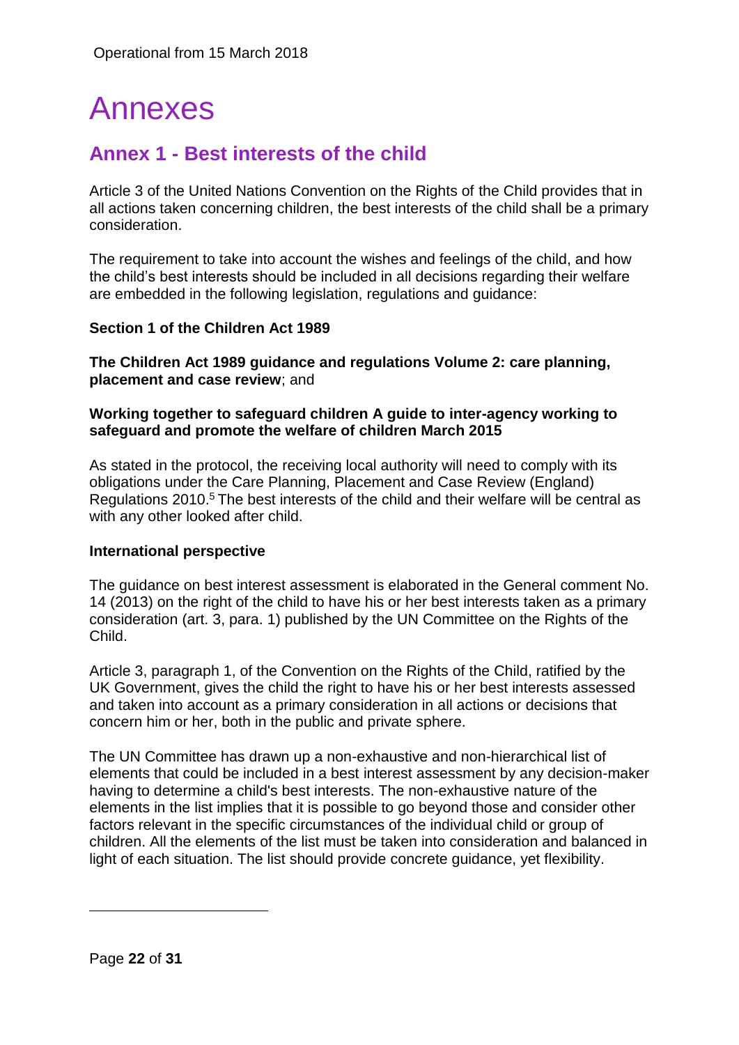# Annexes

## Annex 1 - Best interests of the child

Article 3 of the United Nations Convention on the Rights of the Child provides that in all actions taken concerning children, the best interests of the child shall be a primary consideration.

The requirement to take into account the wishes and feelings of the child, and how the child's best interests should be included in all decisions regarding their welfare are embedded in the following legislation, regulations and guidance:

**Section 1 of the Children Act 1989**

**The Children Act 1989 guidance and regulations Volume 2: care planning, placement and case review**; and

**Working together to safeguard children A guide to inter-agency working to safeguard and promote the welfare of children March 2015**

As stated in the protocol, the receiving local authority will need to comply with its obligations under the Care Planning, Placement and Case Review (England) Regulations 2010.[5] The best interests of the child and their welfare will be central as with any other looked after child.

**International perspective**

The guidance on best interest assessment is elaborated in the General comment No. 14 (2013) on the right of the child to have his or her best interests taken as a primary consideration (art. 3, para. 1) published by the UN Committee on the Rights of the Child.

Article 3, paragraph 1, of the Convention on the Rights of the Child, ratified by the UK Government, gives the child the right to have his or her best interests assessed and taken into account as a primary consideration in all actions or decisions that concern him or her, both in the public and private sphere.

The UN Committee has drawn up a non-exhaustive and non-hierarchical list of elements that could be included in a best interest assessment by any decision-maker having to determine a child's best interests. The non-exhaustive nature of the elements in the list implies that it is possible to go beyond those and consider other factors relevant in the specific circumstances of the individual child or group of children. All the elements of the list must be taken into consideration and balanced in light of each situation. The list should provide concrete guidance, yet flexibility.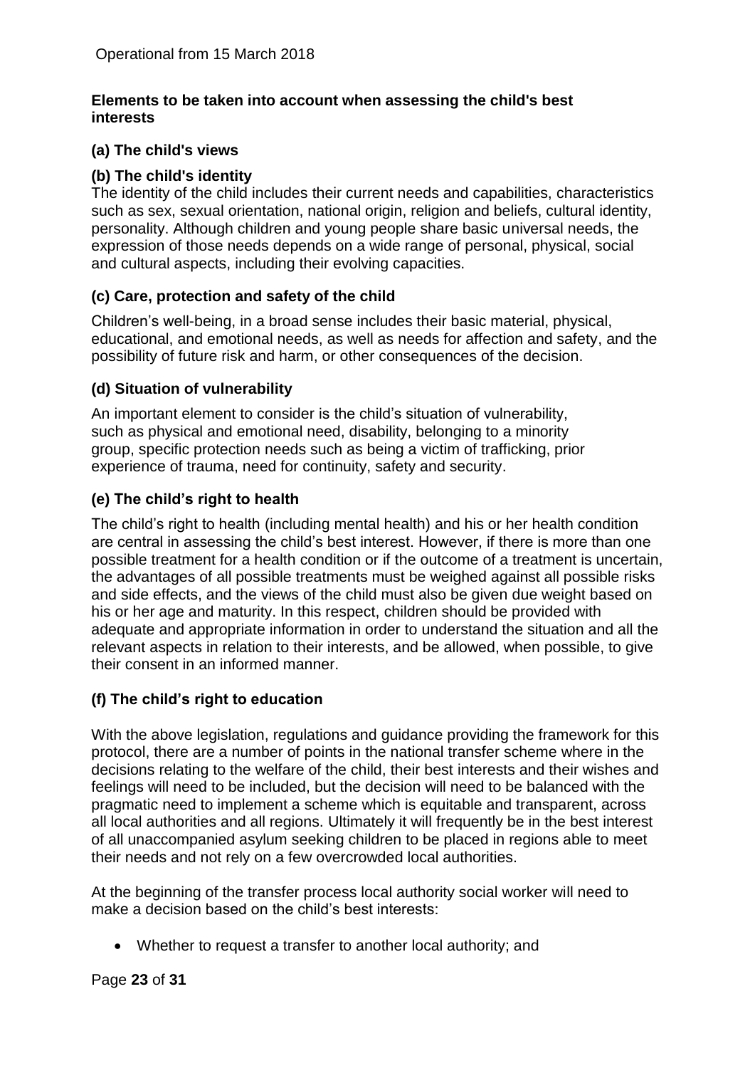**Elements to be taken into account when assessing the child's best interests**

**(a) The child's views**

**(b) The child's identity**

The identity of the child includes their current needs and capabilities, characteristics such as sex, sexual orientation, national origin, religion and beliefs, cultural identity, personality. Although children and young people share basic universal needs, the expression of those needs depends on a wide range of personal, physical, social and cultural aspects, including their evolving capacities.

**(c) Care, protection and safety of the child**

Children's well-being, in a broad sense includes their basic material, physical, educational, and emotional needs, as well as needs for affection and safety, and the possibility of future risk and harm, or other consequences of the decision.

**(d) Situation of vulnerability**

An important element to consider is the child's situation of vulnerability, such as physical and emotional need, disability, belonging to a minority group, specific protection needs such as being a victim of trafficking, prior experience of trauma, need for continuity, safety and security.

**(e) The child's right to health**

The child's right to health (including mental health) and his or her health condition are central in assessing the child's best interest. However, if there is more than one possible treatment for a health condition or if the outcome of a treatment is uncertain, the advantages of all possible treatments must be weighed against all possible risks and side effects, and the views of the child must also be given due weight based on his or her age and maturity. In this respect, children should be provided with adequate and appropriate information in order to understand the situation and all the relevant aspects in relation to their interests, and be allowed, when possible, to give their consent in an informed manner.

**(f) The child's right to education**

With the above legislation, regulations and guidance providing the framework for this protocol, there are a number of points in the national transfer scheme where in the decisions relating to the welfare of the child, their best interests and their wishes and feelings will need to be included, but the decision will need to be balanced with the pragmatic need to implement a scheme which is equitable and transparent, across all local authorities and all regions. Ultimately it will frequently be in the best interest of all unaccompanied asylum seeking children to be placed in regions able to meet their needs and not rely on a few overcrowded local authorities.

At the beginning of the transfer process local authority social worker will need to make a decision based on the child's best interests:

- Whether to request a transfer to another local authority; and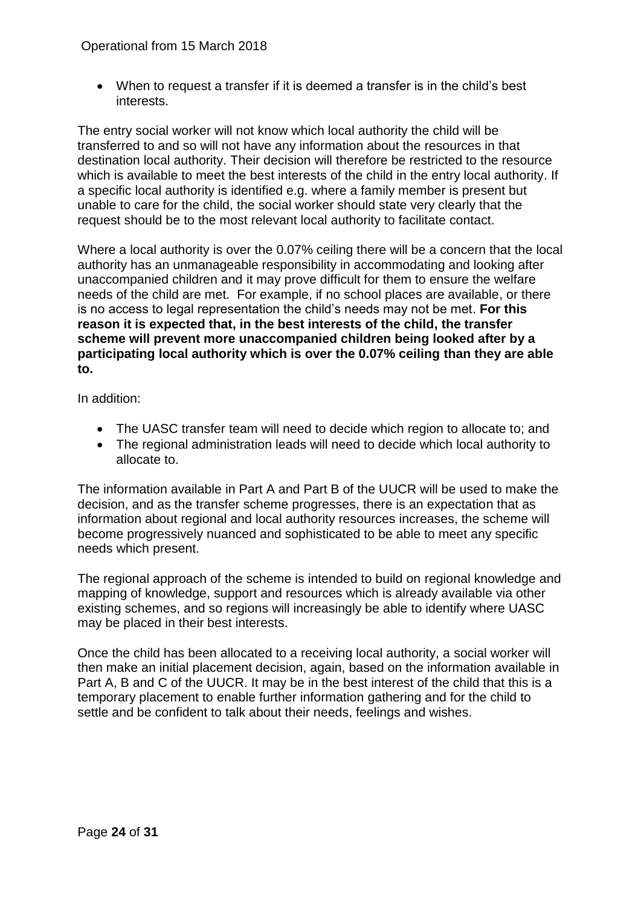- When to request a transfer if it is deemed a transfer is in the child's best interests.

The entry social worker will not know which local authority the child will be transferred to and so will not have any information about the resources in that destination local authority. Their decision will therefore be restricted to the resource which is available to meet the best interests of the child in the entry local authority. If a specific local authority is identified e.g. where a family member is present but unable to care for the child, the social worker should state very clearly that the request should be to the most relevant local authority to facilitate contact.

Where a local authority is over the 0.07% ceiling there will be a concern that the local authority has an unmanageable responsibility in accommodating and looking after unaccompanied children and it may prove difficult for them to ensure the welfare needs of the child are met. For example, if no school places are available, or there is no access to legal representation the child's needs may not be met. **For this reason it is expected that, in the best interests of the child, the transfer scheme will prevent more unaccompanied children being looked after by a participating local authority which is over the 0.07% ceiling than they are able to.**

In addition:

- The UASC transfer team will need to decide which region to allocate to; and
- The regional administration leads will need to decide which local authority to allocate to.

The information available in Part A and Part B of the UUCR will be used to make the decision, and as the transfer scheme progresses, there is an expectation that as information about regional and local authority resources increases, the scheme will become progressively nuanced and sophisticated to be able to meet any specific needs which present.

The regional approach of the scheme is intended to build on regional knowledge and mapping of knowledge, support and resources which is already available via other existing schemes, and so regions will increasingly be able to identify where UASC may be placed in their best interests.

Once the child has been allocated to a receiving local authority, a social worker will then make an initial placement decision, again, based on the information available in Part A, B and C of the UUCR. It may be in the best interest of the child that this is a temporary placement to enable further information gathering and for the child to settle and be confident to talk about their needs, feelings and wishes.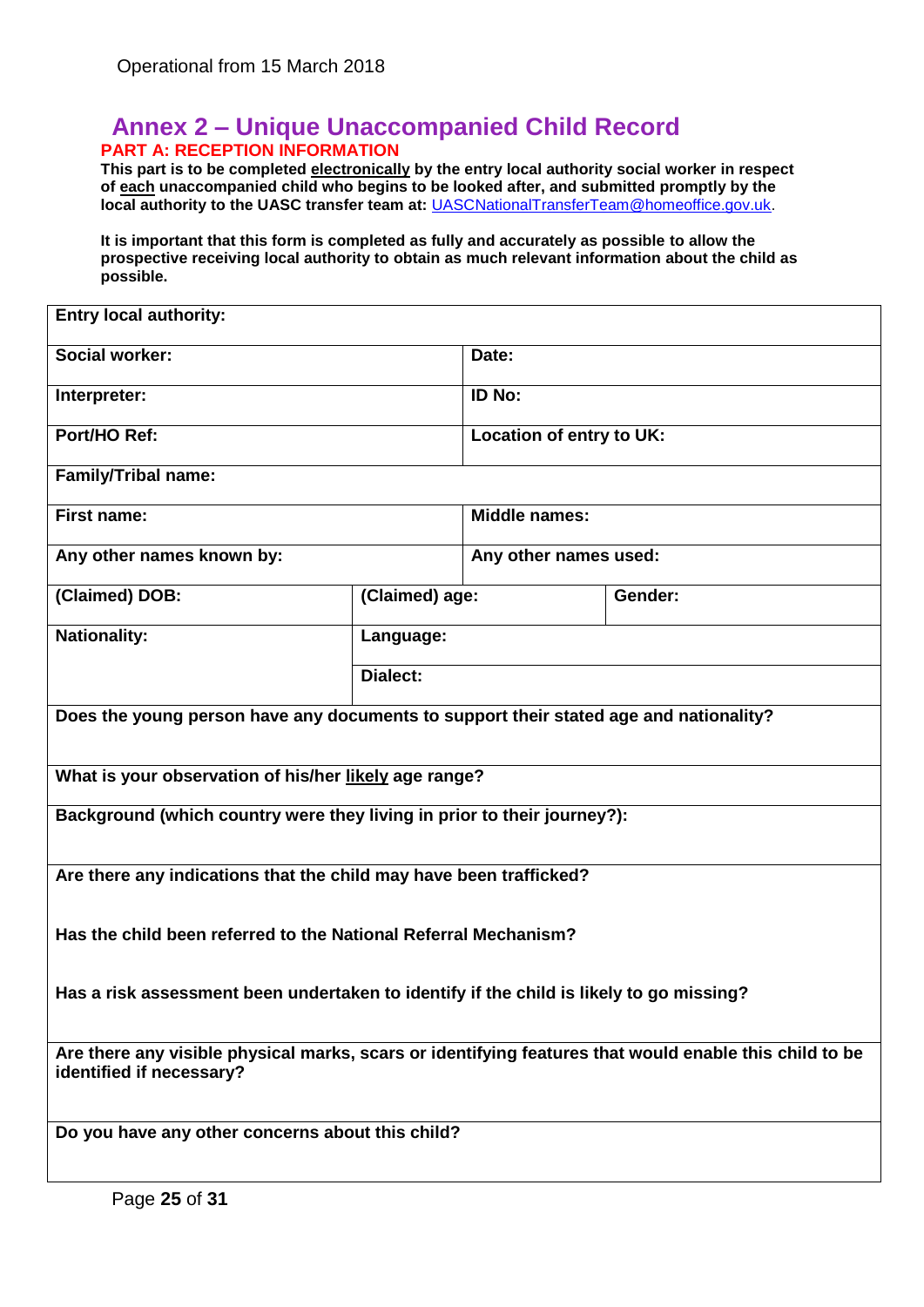Operational from 15 March 2018

# Annex 2 – Unique Unaccompanied Child Record

## PART A: RECEPTION INFORMATION

**This part is to be completed electronically by the entry local authority social worker in respect of each unaccompanied child who begins to be looked after, and submitted promptly by the local authority to the UASC transfer team at:** UASCNationalTransferTeam@homeoffice.gov.uk.

**It is important that this form is completed as fully and accurately as possible to allow the prospective receiving local authority to obtain as much relevant information about the child as possible.**

| **Entry local authority:** | | | |
|---|---|---|---|
| **Social worker:** | | **Date:** | |
| **Interpreter:** | | **ID No:** | |
| **Port/HO Ref:** | | **Location of entry to UK:** | |
| **Family/Tribal name:** | | | |
| **First name:** | | **Middle names:** | |
| **Any other names known by:** | | **Any other names used:** | |
| **(Claimed) DOB:** | **(Claimed) age:** | | **Gender:** |
| **Nationality:** | **Language:** | | |
| | **Dialect:** | | |
| **Does the young person have any documents to support their stated age and nationality?** | | | |
| **What is your observation of his/her likely age range?** | | | |
| **Background (which country were they living in prior to their journey?):** | | | |
| **Are there any indications that the child may have been trafficked?**<br><br>**Has the child been referred to the National Referral Mechanism?**<br><br>**Has a risk assessment been undertaken to identify if the child is likely to go missing?** | | | |
| **Are there any visible physical marks, scars or identifying features that would enable this child to be identified if necessary?** | | | |
| **Do you have any other concerns about this child?** | | | |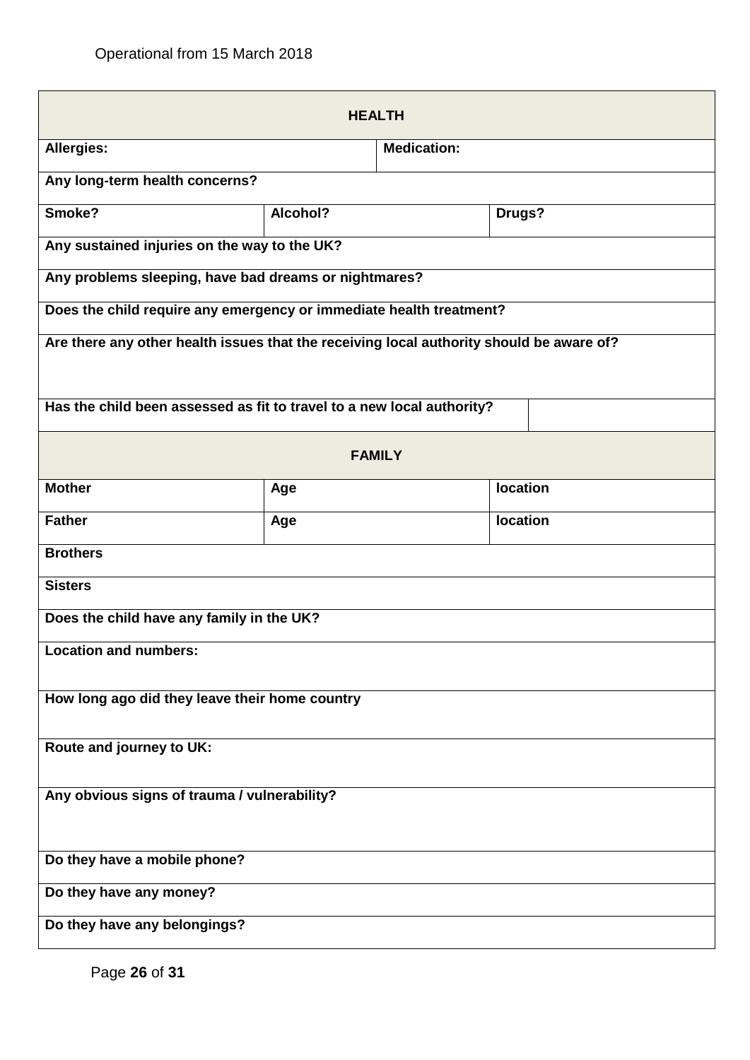Operational from 15 March 2018

| **HEALTH** | | |
|---|---|---|
| **Allergies:** | **Medication:** | |
| **Any long-term health concerns?** | | |
| **Smoke?** | **Alcohol?** | **Drugs?** |
| **Any sustained injuries on the way to the UK?** | | |
| **Any problems sleeping, have bad dreams or nightmares?** | | |
| **Does the child require any emergency or immediate health treatment?** | | |
| **Are there any other health issues that the receiving local authority should be aware of?** | | |
| **Has the child been assessed as fit to travel to a new local authority?** | | |
| **FAMILY** | | |
| **Mother** | **Age** | **location** |
| **Father** | **Age** | **location** |
| **Brothers** | | |
| **Sisters** | | |
| **Does the child have any family in the UK?** | | |
| **Location and numbers:** | | |
| **How long ago did they leave their home country** | | |
| **Route and journey to UK:** | | |
| **Any obvious signs of trauma / vulnerability?** | | |
| **Do they have a mobile phone?** | | |
| **Do they have any money?** | | |
| **Do they have any belongings?** | | |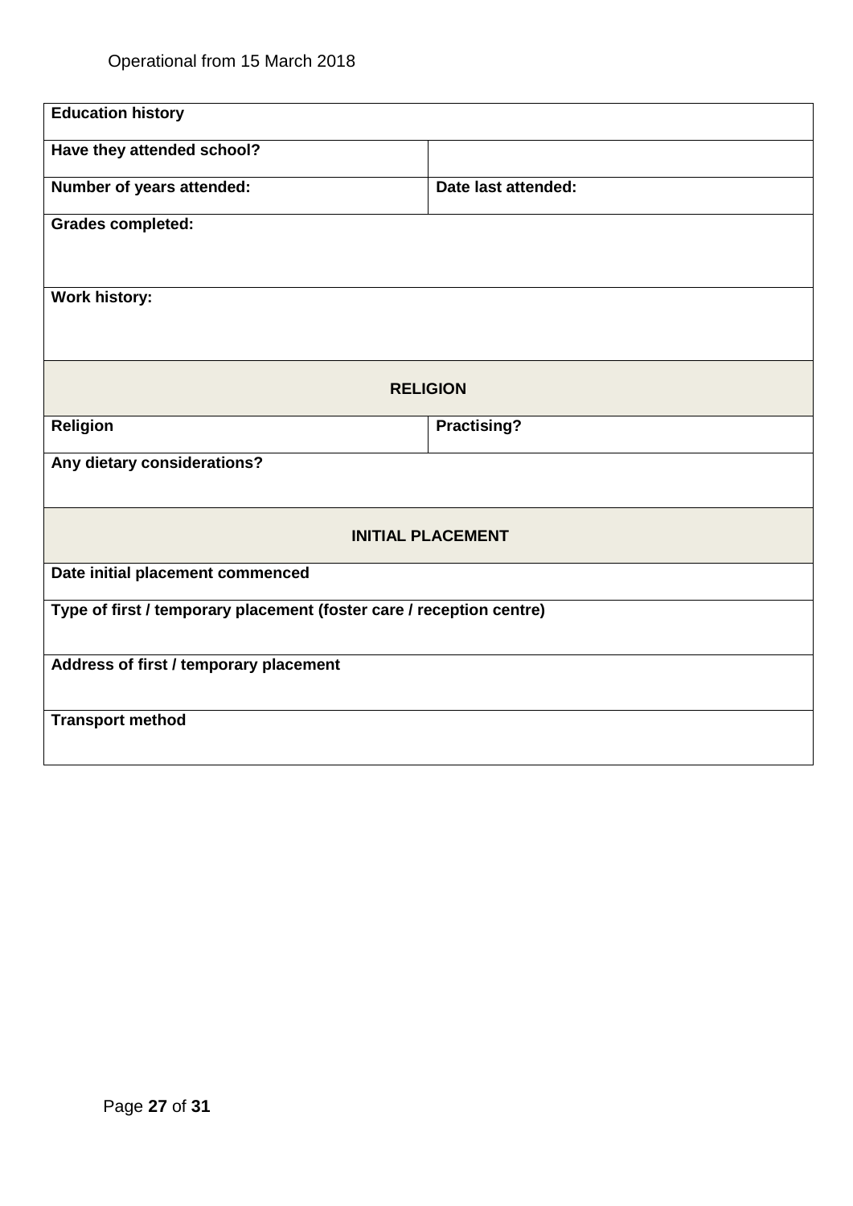| Education history | |
|---|---|
| Have they attended school? | |
| Number of years attended: | Date last attended: |
| Grades completed: | |
| Work history: | |
| **RELIGION** | |
| Religion | Practising? |
| Any dietary considerations? | |
| **INITIAL PLACEMENT** | |
| Date initial placement commenced | |
| Type of first / temporary placement (foster care / reception centre) | |
| Address of first / temporary placement | |
| Transport method | |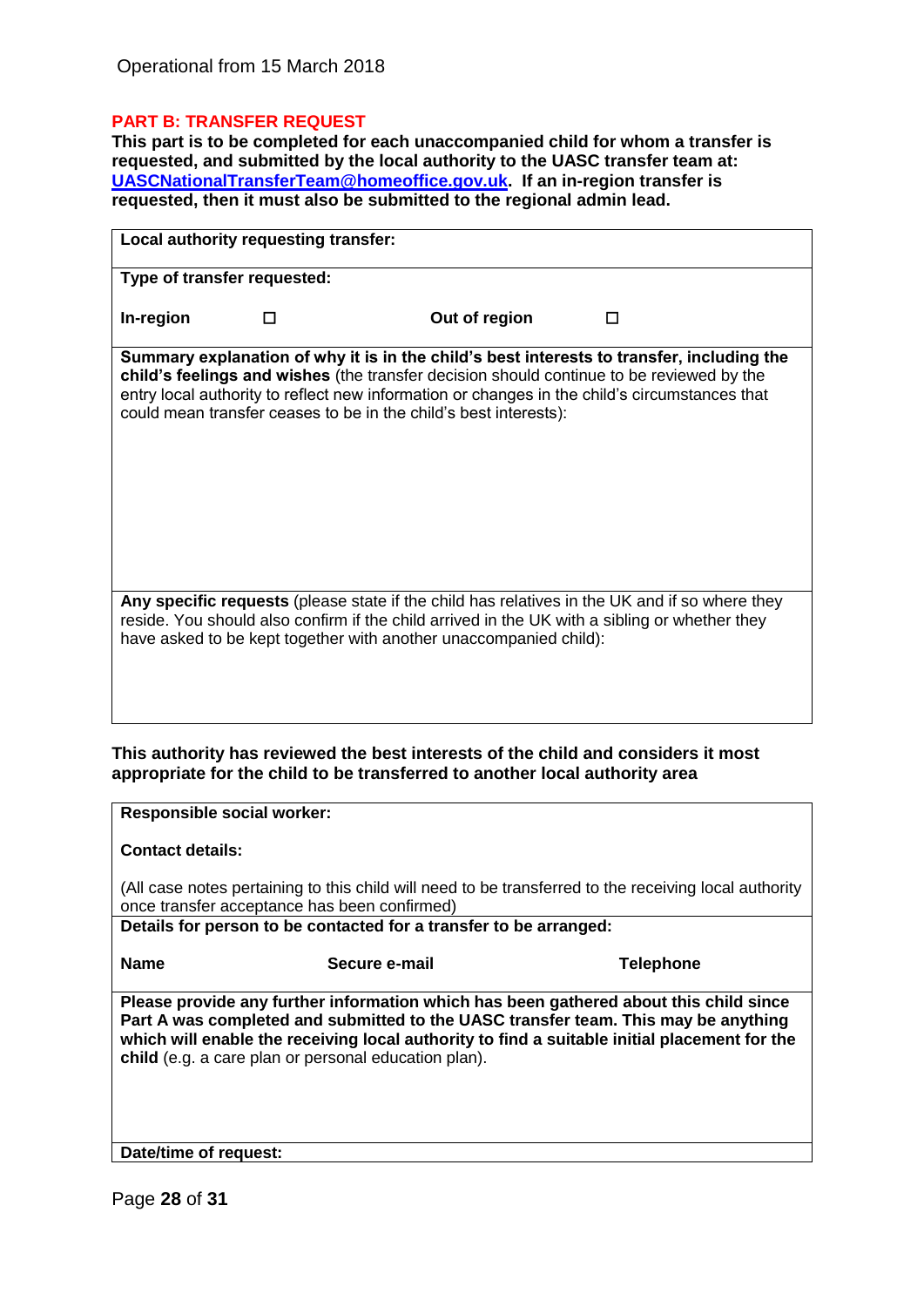Operational from 15 March 2018

## PART B: TRANSFER REQUEST

**This part is to be completed for each unaccompanied child for whom a transfer is requested, and submitted by the local authority to the UASC transfer team at: [UASCNationalTransferTeam@homeoffice.gov.uk](mailto:UASCNationalTransferTeam@homeoffice.gov.uk). If an in-region transfer is requested, then it must also be submitted to the regional admin lead.**

| **Local authority requesting transfer:** | | | |
|---|---|---|---|
| **Type of transfer requested:** | | | |
| **In-region** | ☐ | **Out of region** | ☐ |
| **Summary explanation of why it is in the child's best interests to transfer, including the child's feelings and wishes** (the transfer decision should continue to be reviewed by the entry local authority to reflect new information or changes in the child's circumstances that could mean transfer ceases to be in the child's best interests): | | | |
| **Any specific requests** (please state if the child has relatives in the UK and if so where they reside. You should also confirm if the child arrived in the UK with a sibling or whether they have asked to be kept together with another unaccompanied child): | | | |

**This authority has reviewed the best interests of the child and considers it most appropriate for the child to be transferred to another local authority area**

| **Responsible social worker:**<br><br>**Contact details:**<br><br>(All case notes pertaining to this child will need to be transferred to the receiving local authority once transfer acceptance has been confirmed) | | |
|---|---|---|
| **Details for person to be contacted for a transfer to be arranged:** | | |
| **Name** | **Secure e-mail** | **Telephone** |
| **Please provide any further information which has been gathered about this child since Part A was completed and submitted to the UASC transfer team. This may be anything which will enable the receiving local authority to find a suitable initial placement for the child** (e.g. a care plan or personal education plan). | | |
| **Date/time of request:** | | |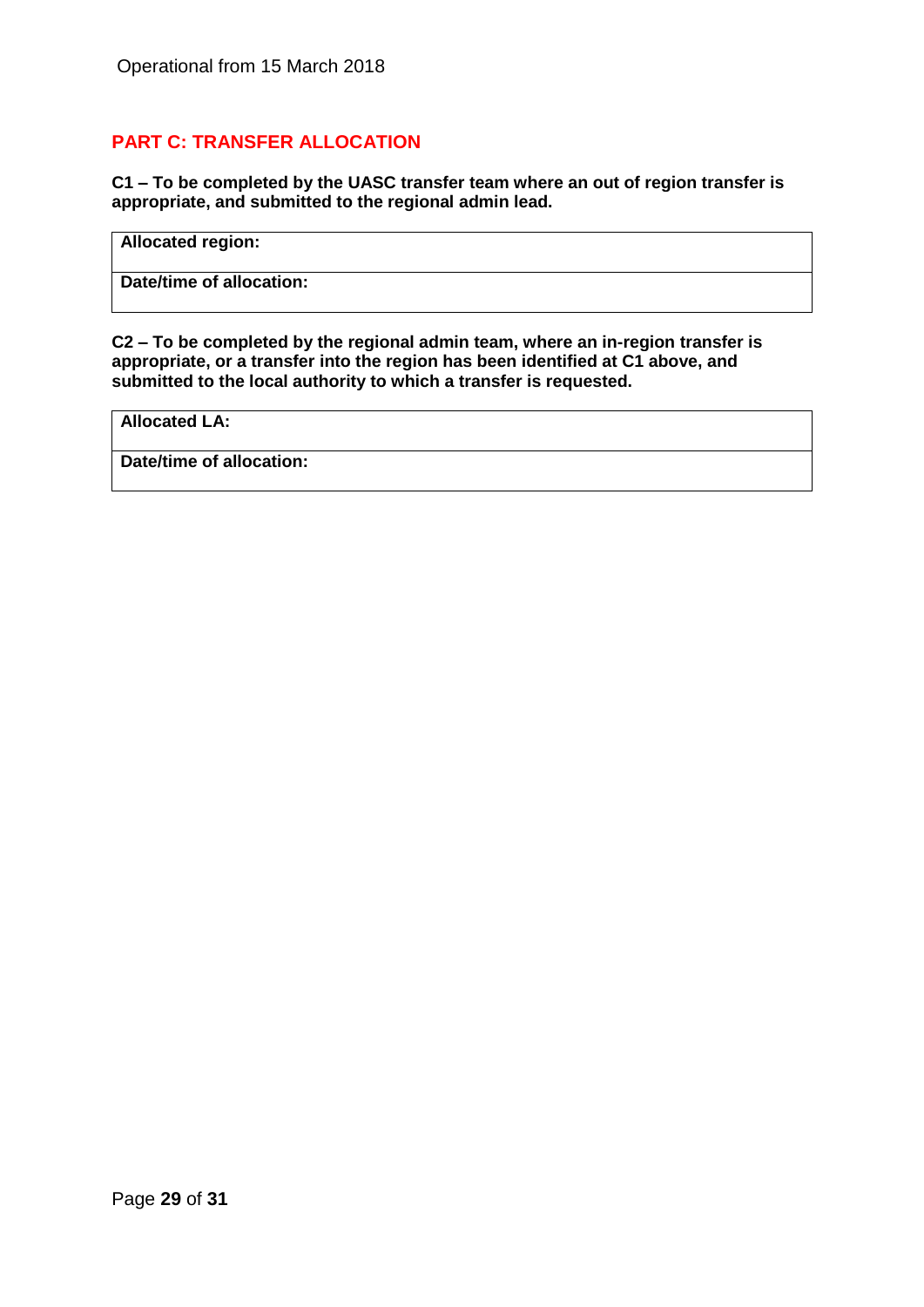Operational from 15 March 2018

## PART C: TRANSFER ALLOCATION

**C1 – To be completed by the UASC transfer team where an out of region transfer is appropriate, and submitted to the regional admin lead.**

| **Allocated region:** |
|---|
| **Date/time of allocation:** |

**C2 – To be completed by the regional admin team, where an in-region transfer is appropriate, or a transfer into the region has been identified at C1 above, and submitted to the local authority to which a transfer is requested.**

| **Allocated LA:** |
|---|
| **Date/time of allocation:** |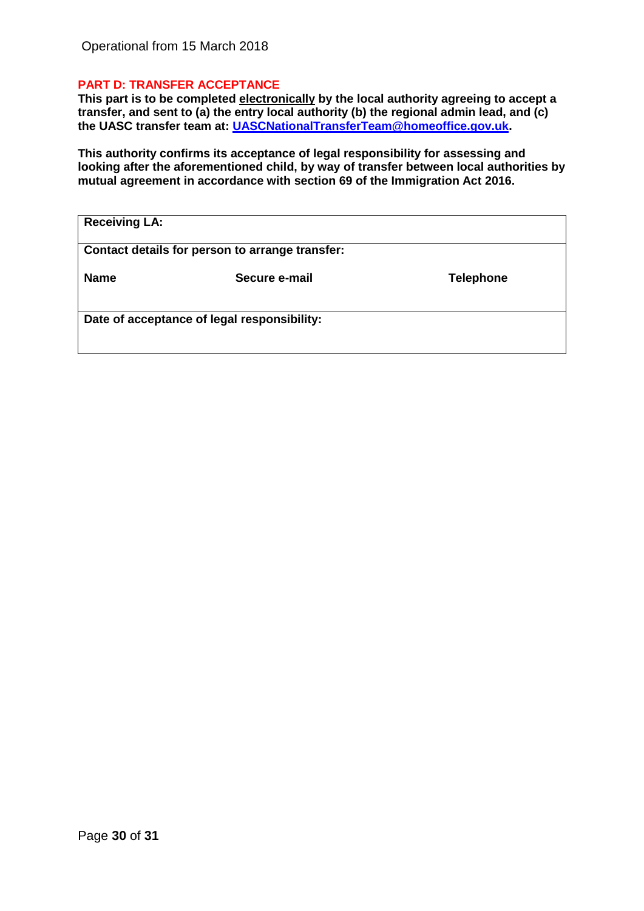## PART D: TRANSFER ACCEPTANCE

**This part is to be completed electronically by the local authority agreeing to accept a transfer, and sent to (a) the entry local authority (b) the regional admin lead, and (c) the UASC transfer team at: UASCNationalTransferTeam@homeoffice.gov.uk.**

**This authority confirms its acceptance of legal responsibility for assessing and looking after the aforementioned child, by way of transfer between local authorities by mutual agreement in accordance with section 69 of the Immigration Act 2016.**

| **Receiving LA:** | | |
|---|---|---|
| **Contact details for person to arrange transfer:** | | |
| **Name** | **Secure e-mail** | **Telephone** |
| **Date of acceptance of legal responsibility:** | | |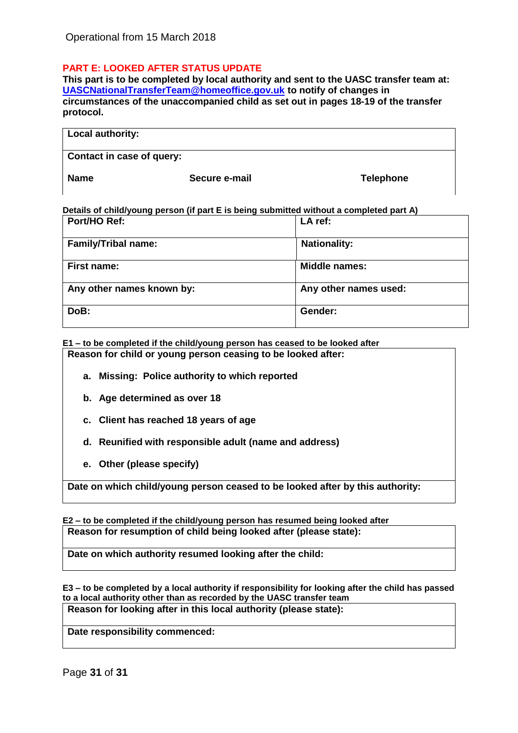Operational from 15 March 2018

## PART E: LOOKED AFTER STATUS UPDATE

**This part is to be completed by local authority and sent to the UASC transfer team at: UASCNationalTransferTeam@homeoffice.gov.uk to notify of changes in circumstances of the unaccompanied child as set out in pages 18-19 of the transfer protocol.**

| | | |
|---|---|---|
| **Local authority:** | | |
| **Contact in case of query:** | | |
| **Name** | **Secure e-mail** | **Telephone** |

**Details of child/young person (if part E is being submitted without a completed part A)**

| | |
|---|---|
| **Port/HO Ref:** | **LA ref:** |
| **Family/Tribal name:** | **Nationality:** |
| **First name:** | **Middle names:** |
| **Any other names known by:** | **Any other names used:** |
| **DoB:** | **Gender:** |

**E1 – to be completed if the child/young person has ceased to be looked after**

**Reason for child or young person ceasing to be looked after:**

a. **Missing: Police authority to which reported**
b. **Age determined as over 18**
c. **Client has reached 18 years of age**
d. **Reunified with responsible adult (name and address)**
e. **Other (please specify)**

**Date on which child/young person ceased to be looked after by this authority:**

**E2 – to be completed if the child/young person has resumed being looked after**

**Reason for resumption of child being looked after (please state):**

**Date on which authority resumed looking after the child:**

**E3 – to be completed by a local authority if responsibility for looking after the child has passed to a local authority other than as recorded by the UASC transfer team**

**Reason for looking after in this local authority (please state):**

**Date responsibility commenced:**